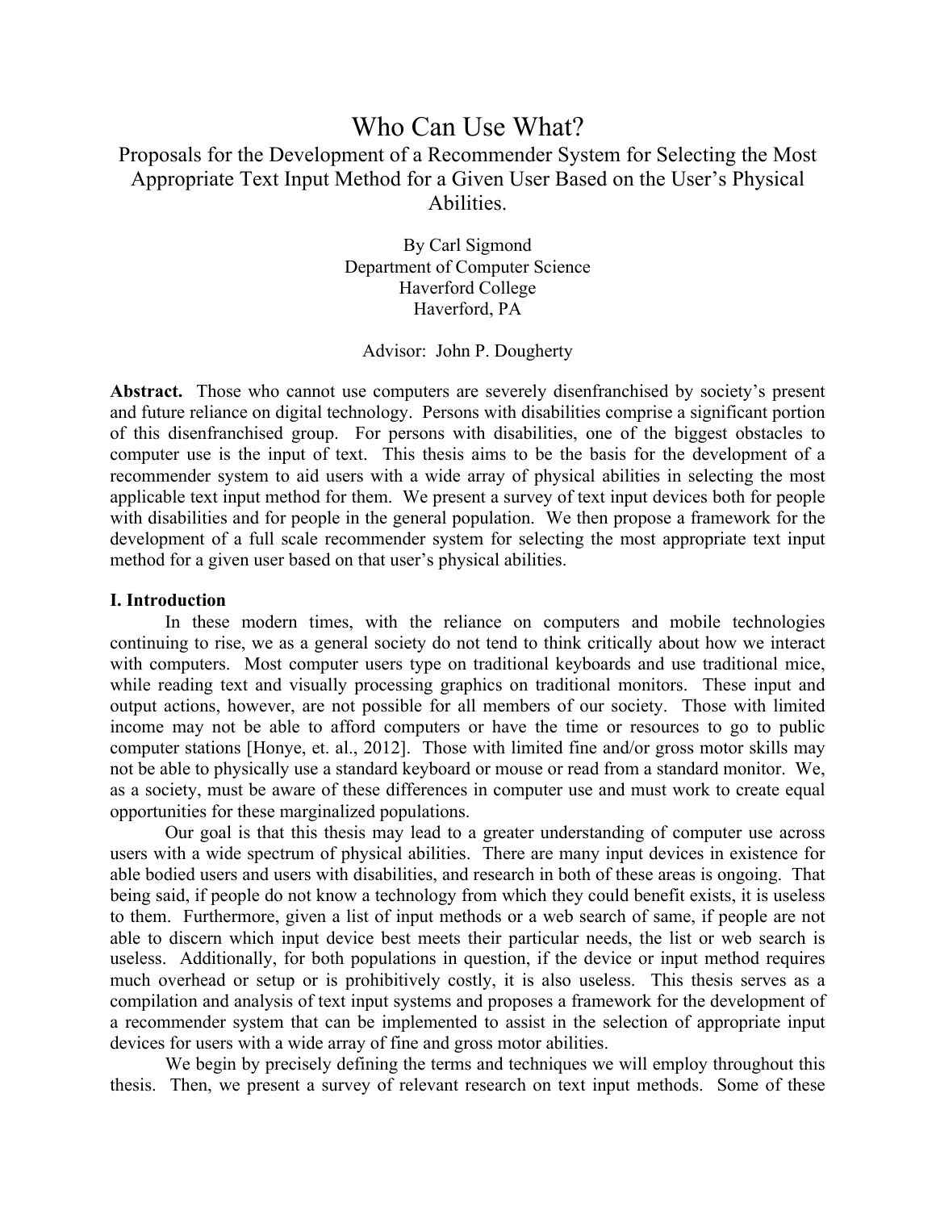# Who Can Use What?

## Proposals for the Development of a Recommender System for Selecting the Most Appropriate Text Input Method for a Given User Based on the User's Physical Abilities.

By Carl Sigmond
Department of Computer Science
Haverford College
Haverford, PA

Advisor: John P. Dougherty

**Abstract.** Those who cannot use computers are severely disenfranchised by society's present and future reliance on digital technology. Persons with disabilities comprise a significant portion of this disenfranchised group. For persons with disabilities, one of the biggest obstacles to computer use is the input of text. This thesis aims to be the basis for the development of a recommender system to aid users with a wide array of physical abilities in selecting the most applicable text input method for them. We present a survey of text input devices both for people with disabilities and for people in the general population. We then propose a framework for the development of a full scale recommender system for selecting the most appropriate text input method for a given user based on that user's physical abilities.

### I. Introduction

In these modern times, with the reliance on computers and mobile technologies continuing to rise, we as a general society do not tend to think critically about how we interact with computers. Most computer users type on traditional keyboards and use traditional mice, while reading text and visually processing graphics on traditional monitors. These input and output actions, however, are not possible for all members of our society. Those with limited income may not be able to afford computers or have the time or resources to go to public computer stations [Honye, et. al., 2012]. Those with limited fine and/or gross motor skills may not be able to physically use a standard keyboard or mouse or read from a standard monitor. We, as a society, must be aware of these differences in computer use and must work to create equal opportunities for these marginalized populations.

Our goal is that this thesis may lead to a greater understanding of computer use across users with a wide spectrum of physical abilities. There are many input devices in existence for able bodied users and users with disabilities, and research in both of these areas is ongoing. That being said, if people do not know a technology from which they could benefit exists, it is useless to them. Furthermore, given a list of input methods or a web search of same, if people are not able to discern which input device best meets their particular needs, the list or web search is useless. Additionally, for both populations in question, if the device or input method requires much overhead or setup or is prohibitively costly, it is also useless. This thesis serves as a compilation and analysis of text input systems and proposes a framework for the development of a recommender system that can be implemented to assist in the selection of appropriate input devices for users with a wide array of fine and gross motor abilities.

We begin by precisely defining the terms and techniques we will employ throughout this thesis. Then, we present a survey of relevant research on text input methods. Some of these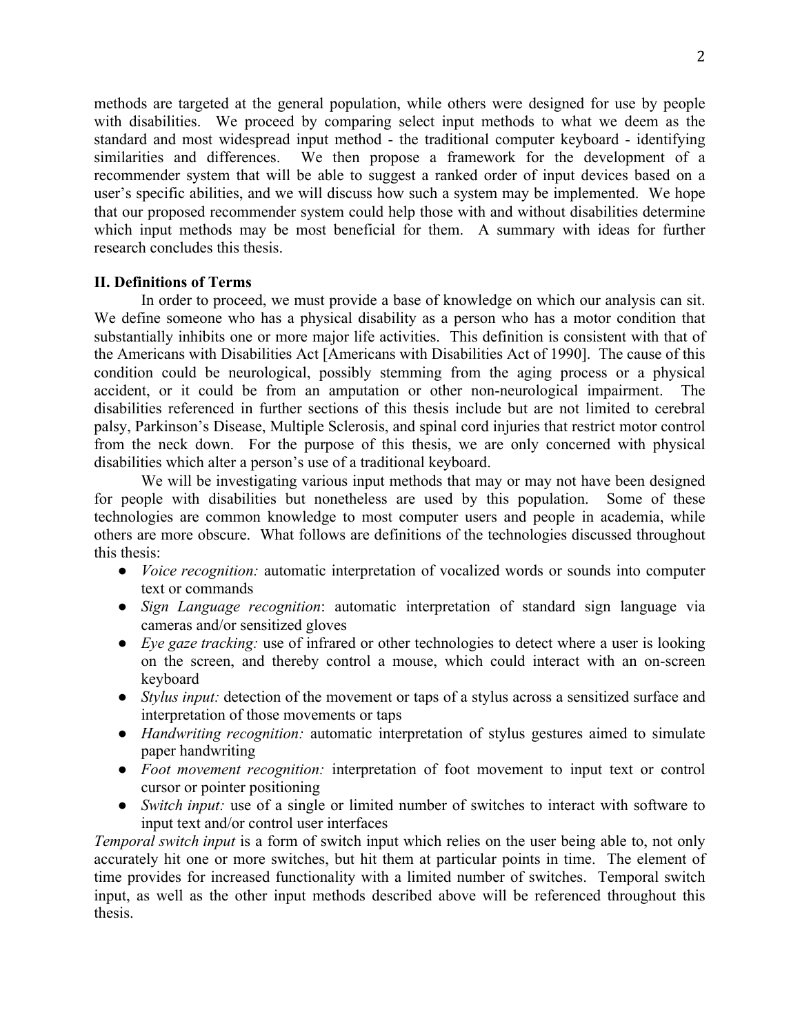methods are targeted at the general population, while others were designed for use by people with disabilities. We proceed by comparing select input methods to what we deem as the standard and most widespread input method - the traditional computer keyboard - identifying similarities and differences. We then propose a framework for the development of a recommender system that will be able to suggest a ranked order of input devices based on a user's specific abilities, and we will discuss how such a system may be implemented. We hope that our proposed recommender system could help those with and without disabilities determine which input methods may be most beneficial for them. A summary with ideas for further research concludes this thesis.

## II. Definitions of Terms

In order to proceed, we must provide a base of knowledge on which our analysis can sit. We define someone who has a physical disability as a person who has a motor condition that substantially inhibits one or more major life activities. This definition is consistent with that of the Americans with Disabilities Act [Americans with Disabilities Act of 1990]. The cause of this condition could be neurological, possibly stemming from the aging process or a physical accident, or it could be from an amputation or other non-neurological impairment. The disabilities referenced in further sections of this thesis include but are not limited to cerebral palsy, Parkinson's Disease, Multiple Sclerosis, and spinal cord injuries that restrict motor control from the neck down. For the purpose of this thesis, we are only concerned with physical disabilities which alter a person's use of a traditional keyboard.

We will be investigating various input methods that may or may not have been designed for people with disabilities but nonetheless are used by this population. Some of these technologies are common knowledge to most computer users and people in academia, while others are more obscure. What follows are definitions of the technologies discussed throughout this thesis:

- *Voice recognition:* automatic interpretation of vocalized words or sounds into computer text or commands
- *Sign Language recognition*: automatic interpretation of standard sign language via cameras and/or sensitized gloves
- *Eye gaze tracking:* use of infrared or other technologies to detect where a user is looking on the screen, and thereby control a mouse, which could interact with an on-screen keyboard
- *Stylus input:* detection of the movement or taps of a stylus across a sensitized surface and interpretation of those movements or taps
- *Handwriting recognition:* automatic interpretation of stylus gestures aimed to simulate paper handwriting
- *Foot movement recognition:* interpretation of foot movement to input text or control cursor or pointer positioning
- *Switch input:* use of a single or limited number of switches to interact with software to input text and/or control user interfaces

*Temporal switch input* is a form of switch input which relies on the user being able to, not only accurately hit one or more switches, but hit them at particular points in time. The element of time provides for increased functionality with a limited number of switches. Temporal switch input, as well as the other input methods described above will be referenced throughout this thesis.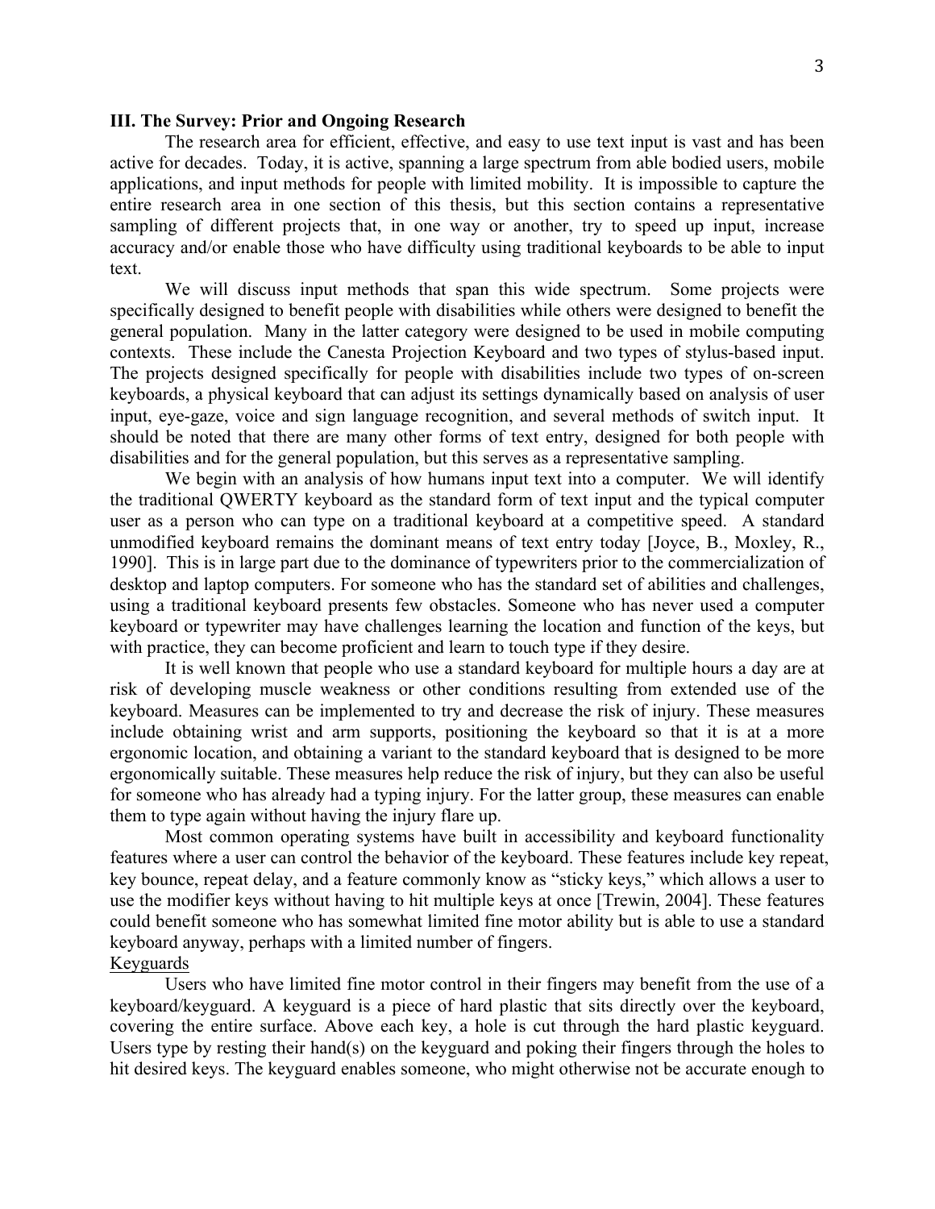## III. The Survey: Prior and Ongoing Research

The research area for efficient, effective, and easy to use text input is vast and has been active for decades. Today, it is active, spanning a large spectrum from able bodied users, mobile applications, and input methods for people with limited mobility. It is impossible to capture the entire research area in one section of this thesis, but this section contains a representative sampling of different projects that, in one way or another, try to speed up input, increase accuracy and/or enable those who have difficulty using traditional keyboards to be able to input text.

We will discuss input methods that span this wide spectrum. Some projects were specifically designed to benefit people with disabilities while others were designed to benefit the general population. Many in the latter category were designed to be used in mobile computing contexts. These include the Canesta Projection Keyboard and two types of stylus-based input. The projects designed specifically for people with disabilities include two types of on-screen keyboards, a physical keyboard that can adjust its settings dynamically based on analysis of user input, eye-gaze, voice and sign language recognition, and several methods of switch input. It should be noted that there are many other forms of text entry, designed for both people with disabilities and for the general population, but this serves as a representative sampling.

We begin with an analysis of how humans input text into a computer. We will identify the traditional QWERTY keyboard as the standard form of text input and the typical computer user as a person who can type on a traditional keyboard at a competitive speed. A standard unmodified keyboard remains the dominant means of text entry today [Joyce, B., Moxley, R., 1990]. This is in large part due to the dominance of typewriters prior to the commercialization of desktop and laptop computers. For someone who has the standard set of abilities and challenges, using a traditional keyboard presents few obstacles. Someone who has never used a computer keyboard or typewriter may have challenges learning the location and function of the keys, but with practice, they can become proficient and learn to touch type if they desire.

It is well known that people who use a standard keyboard for multiple hours a day are at risk of developing muscle weakness or other conditions resulting from extended use of the keyboard. Measures can be implemented to try and decrease the risk of injury. These measures include obtaining wrist and arm supports, positioning the keyboard so that it is at a more ergonomic location, and obtaining a variant to the standard keyboard that is designed to be more ergonomically suitable. These measures help reduce the risk of injury, but they can also be useful for someone who has already had a typing injury. For the latter group, these measures can enable them to type again without having the injury flare up.

Most common operating systems have built in accessibility and keyboard functionality features where a user can control the behavior of the keyboard. These features include key repeat, key bounce, repeat delay, and a feature commonly know as "sticky keys," which allows a user to use the modifier keys without having to hit multiple keys at once [Trewin, 2004]. These features could benefit someone who has somewhat limited fine motor ability but is able to use a standard keyboard anyway, perhaps with a limited number of fingers.

### Keyguards

Users who have limited fine motor control in their fingers may benefit from the use of a keyboard/keyguard. A keyguard is a piece of hard plastic that sits directly over the keyboard, covering the entire surface. Above each key, a hole is cut through the hard plastic keyguard. Users type by resting their hand(s) on the keyguard and poking their fingers through the holes to hit desired keys. The keyguard enables someone, who might otherwise not be accurate enough to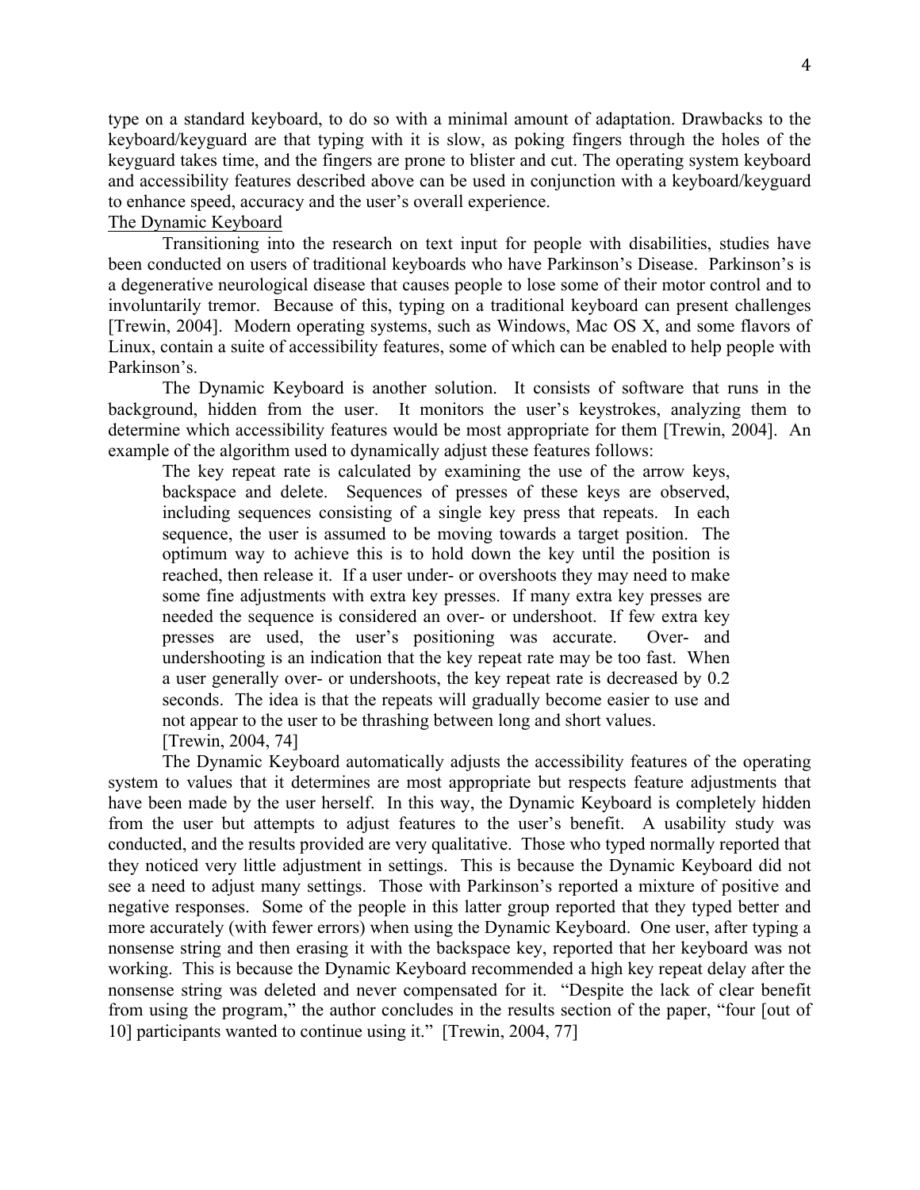type on a standard keyboard, to do so with a minimal amount of adaptation. Drawbacks to the keyboard/keyguard are that typing with it is slow, as poking fingers through the holes of the keyguard takes time, and the fingers are prone to blister and cut. The operating system keyboard and accessibility features described above can be used in conjunction with a keyboard/keyguard to enhance speed, accuracy and the user's overall experience.

<u>The Dynamic Keyboard</u>

Transitioning into the research on text input for people with disabilities, studies have been conducted on users of traditional keyboards who have Parkinson's Disease. Parkinson's is a degenerative neurological disease that causes people to lose some of their motor control and to involuntarily tremor. Because of this, typing on a traditional keyboard can present challenges [Trewin, 2004]. Modern operating systems, such as Windows, Mac OS X, and some flavors of Linux, contain a suite of accessibility features, some of which can be enabled to help people with Parkinson's.

The Dynamic Keyboard is another solution. It consists of software that runs in the background, hidden from the user. It monitors the user's keystrokes, analyzing them to determine which accessibility features would be most appropriate for them [Trewin, 2004]. An example of the algorithm used to dynamically adjust these features follows:

> The key repeat rate is calculated by examining the use of the arrow keys, backspace and delete. Sequences of presses of these keys are observed, including sequences consisting of a single key press that repeats. In each sequence, the user is assumed to be moving towards a target position. The optimum way to achieve this is to hold down the key until the position is reached, then release it. If a user under- or overshoots they may need to make some fine adjustments with extra key presses. If many extra key presses are needed the sequence is considered an over- or undershoot. If few extra key presses are used, the user's positioning was accurate. Over- and undershooting is an indication that the key repeat rate may be too fast. When a user generally over- or undershoots, the key repeat rate is decreased by 0.2 seconds. The idea is that the repeats will gradually become easier to use and not appear to the user to be thrashing between long and short values.
> [Trewin, 2004, 74]

The Dynamic Keyboard automatically adjusts the accessibility features of the operating system to values that it determines are most appropriate but respects feature adjustments that have been made by the user herself. In this way, the Dynamic Keyboard is completely hidden from the user but attempts to adjust features to the user's benefit. A usability study was conducted, and the results provided are very qualitative. Those who typed normally reported that they noticed very little adjustment in settings. This is because the Dynamic Keyboard did not see a need to adjust many settings. Those with Parkinson's reported a mixture of positive and negative responses. Some of the people in this latter group reported that they typed better and more accurately (with fewer errors) when using the Dynamic Keyboard. One user, after typing a nonsense string and then erasing it with the backspace key, reported that her keyboard was not working. This is because the Dynamic Keyboard recommended a high key repeat delay after the nonsense string was deleted and never compensated for it. "Despite the lack of clear benefit from using the program," the author concludes in the results section of the paper, "four [out of 10] participants wanted to continue using it." [Trewin, 2004, 77]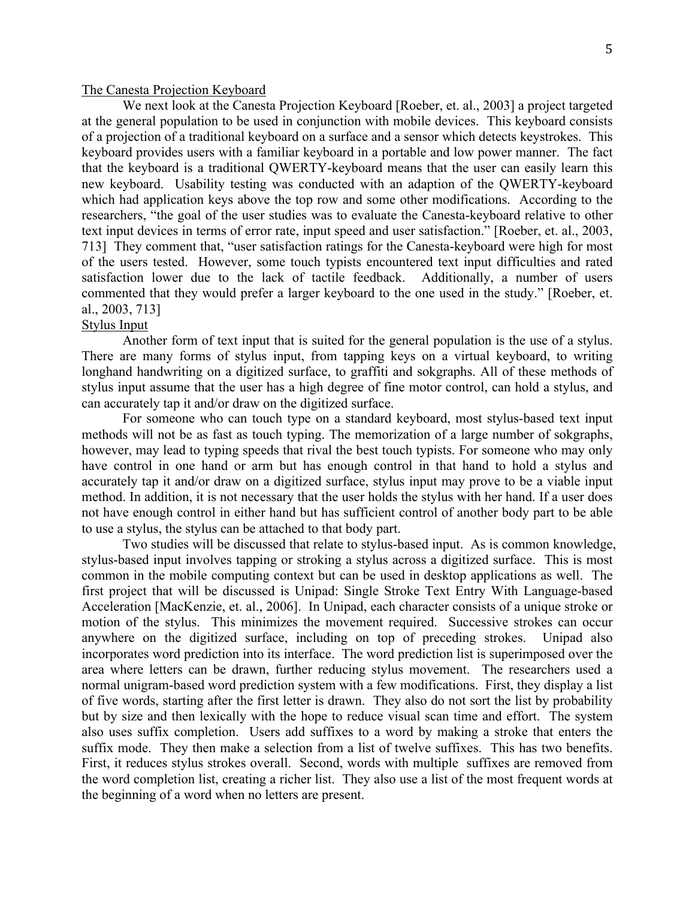## The Canesta Projection Keyboard

We next look at the Canesta Projection Keyboard [Roeber, et. al., 2003] a project targeted at the general population to be used in conjunction with mobile devices. This keyboard consists of a projection of a traditional keyboard on a surface and a sensor which detects keystrokes. This keyboard provides users with a familiar keyboard in a portable and low power manner. The fact that the keyboard is a traditional QWERTY-keyboard means that the user can easily learn this new keyboard. Usability testing was conducted with an adaption of the QWERTY-keyboard which had application keys above the top row and some other modifications. According to the researchers, "the goal of the user studies was to evaluate the Canesta-keyboard relative to other text input devices in terms of error rate, input speed and user satisfaction." [Roeber, et. al., 2003, 713] They comment that, "user satisfaction ratings for the Canesta-keyboard were high for most of the users tested. However, some touch typists encountered text input difficulties and rated satisfaction lower due to the lack of tactile feedback. Additionally, a number of users commented that they would prefer a larger keyboard to the one used in the study." [Roeber, et. al., 2003, 713]

## Stylus Input

Another form of text input that is suited for the general population is the use of a stylus. There are many forms of stylus input, from tapping keys on a virtual keyboard, to writing longhand handwriting on a digitized surface, to graffiti and sokgraphs. All of these methods of stylus input assume that the user has a high degree of fine motor control, can hold a stylus, and can accurately tap it and/or draw on the digitized surface.

For someone who can touch type on a standard keyboard, most stylus-based text input methods will not be as fast as touch typing. The memorization of a large number of sokgraphs, however, may lead to typing speeds that rival the best touch typists. For someone who may only have control in one hand or arm but has enough control in that hand to hold a stylus and accurately tap it and/or draw on a digitized surface, stylus input may prove to be a viable input method. In addition, it is not necessary that the user holds the stylus with her hand. If a user does not have enough control in either hand but has sufficient control of another body part to be able to use a stylus, the stylus can be attached to that body part.

Two studies will be discussed that relate to stylus-based input. As is common knowledge, stylus-based input involves tapping or stroking a stylus across a digitized surface. This is most common in the mobile computing context but can be used in desktop applications as well. The first project that will be discussed is Unipad: Single Stroke Text Entry With Language-based Acceleration [MacKenzie, et. al., 2006]. In Unipad, each character consists of a unique stroke or motion of the stylus. This minimizes the movement required. Successive strokes can occur anywhere on the digitized surface, including on top of preceding strokes. Unipad also incorporates word prediction into its interface. The word prediction list is superimposed over the area where letters can be drawn, further reducing stylus movement. The researchers used a normal unigram-based word prediction system with a few modifications. First, they display a list of five words, starting after the first letter is drawn. They also do not sort the list by probability but by size and then lexically with the hope to reduce visual scan time and effort. The system also uses suffix completion. Users add suffixes to a word by making a stroke that enters the suffix mode. They then make a selection from a list of twelve suffixes. This has two benefits. First, it reduces stylus strokes overall. Second, words with multiple suffixes are removed from the word completion list, creating a richer list. They also use a list of the most frequent words at the beginning of a word when no letters are present.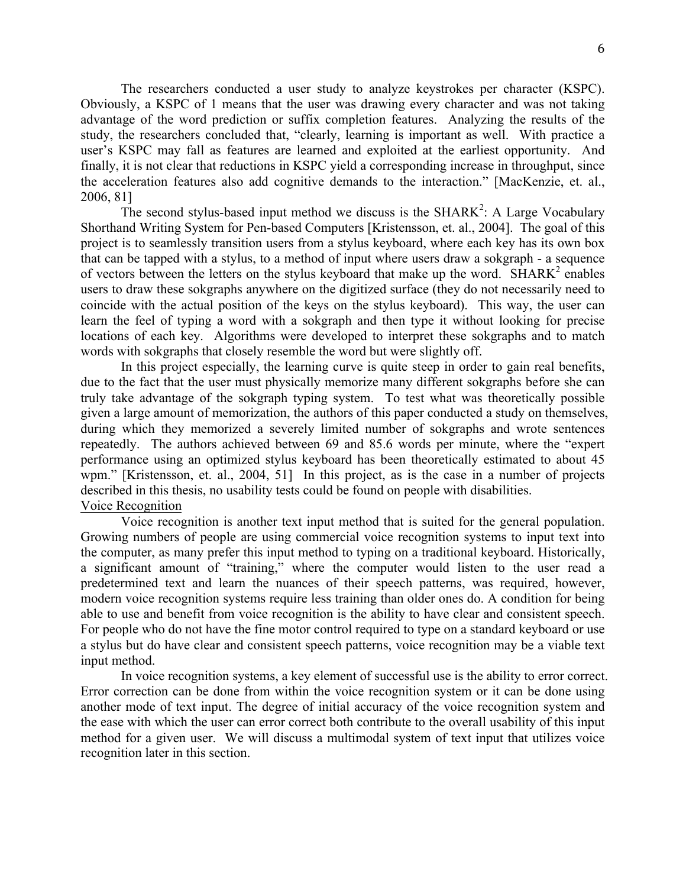The researchers conducted a user study to analyze keystrokes per character (KSPC). Obviously, a KSPC of 1 means that the user was drawing every character and was not taking advantage of the word prediction or suffix completion features. Analyzing the results of the study, the researchers concluded that, "clearly, learning is important as well. With practice a user's KSPC may fall as features are learned and exploited at the earliest opportunity. And finally, it is not clear that reductions in KSPC yield a corresponding increase in throughput, since the acceleration features also add cognitive demands to the interaction." [MacKenzie, et. al., 2006, 81]

The second stylus-based input method we discuss is the SHARK$^2$: A Large Vocabulary Shorthand Writing System for Pen-based Computers [Kristensson, et. al., 2004]. The goal of this project is to seamlessly transition users from a stylus keyboard, where each key has its own box that can be tapped with a stylus, to a method of input where users draw a sokgraph - a sequence of vectors between the letters on the stylus keyboard that make up the word. SHARK$^2$ enables users to draw these sokgraphs anywhere on the digitized surface (they do not necessarily need to coincide with the actual position of the keys on the stylus keyboard). This way, the user can learn the feel of typing a word with a sokgraph and then type it without looking for precise locations of each key. Algorithms were developed to interpret these sokgraphs and to match words with sokgraphs that closely resemble the word but were slightly off.

In this project especially, the learning curve is quite steep in order to gain real benefits, due to the fact that the user must physically memorize many different sokgraphs before she can truly take advantage of the sokgraph typing system. To test what was theoretically possible given a large amount of memorization, the authors of this paper conducted a study on themselves, during which they memorized a severely limited number of sokgraphs and wrote sentences repeatedly. The authors achieved between 69 and 85.6 words per minute, where the "expert performance using an optimized stylus keyboard has been theoretically estimated to about 45 wpm." [Kristensson, et. al., 2004, 51] In this project, as is the case in a number of projects described in this thesis, no usability tests could be found on people with disabilities.

<u>Voice Recognition</u>

Voice recognition is another text input method that is suited for the general population. Growing numbers of people are using commercial voice recognition systems to input text into the computer, as many prefer this input method to typing on a traditional keyboard. Historically, a significant amount of "training," where the computer would listen to the user read a predetermined text and learn the nuances of their speech patterns, was required, however, modern voice recognition systems require less training than older ones do. A condition for being able to use and benefit from voice recognition is the ability to have clear and consistent speech. For people who do not have the fine motor control required to type on a standard keyboard or use a stylus but do have clear and consistent speech patterns, voice recognition may be a viable text input method.

In voice recognition systems, a key element of successful use is the ability to error correct. Error correction can be done from within the voice recognition system or it can be done using another mode of text input. The degree of initial accuracy of the voice recognition system and the ease with which the user can error correct both contribute to the overall usability of this input method for a given user. We will discuss a multimodal system of text input that utilizes voice recognition later in this section.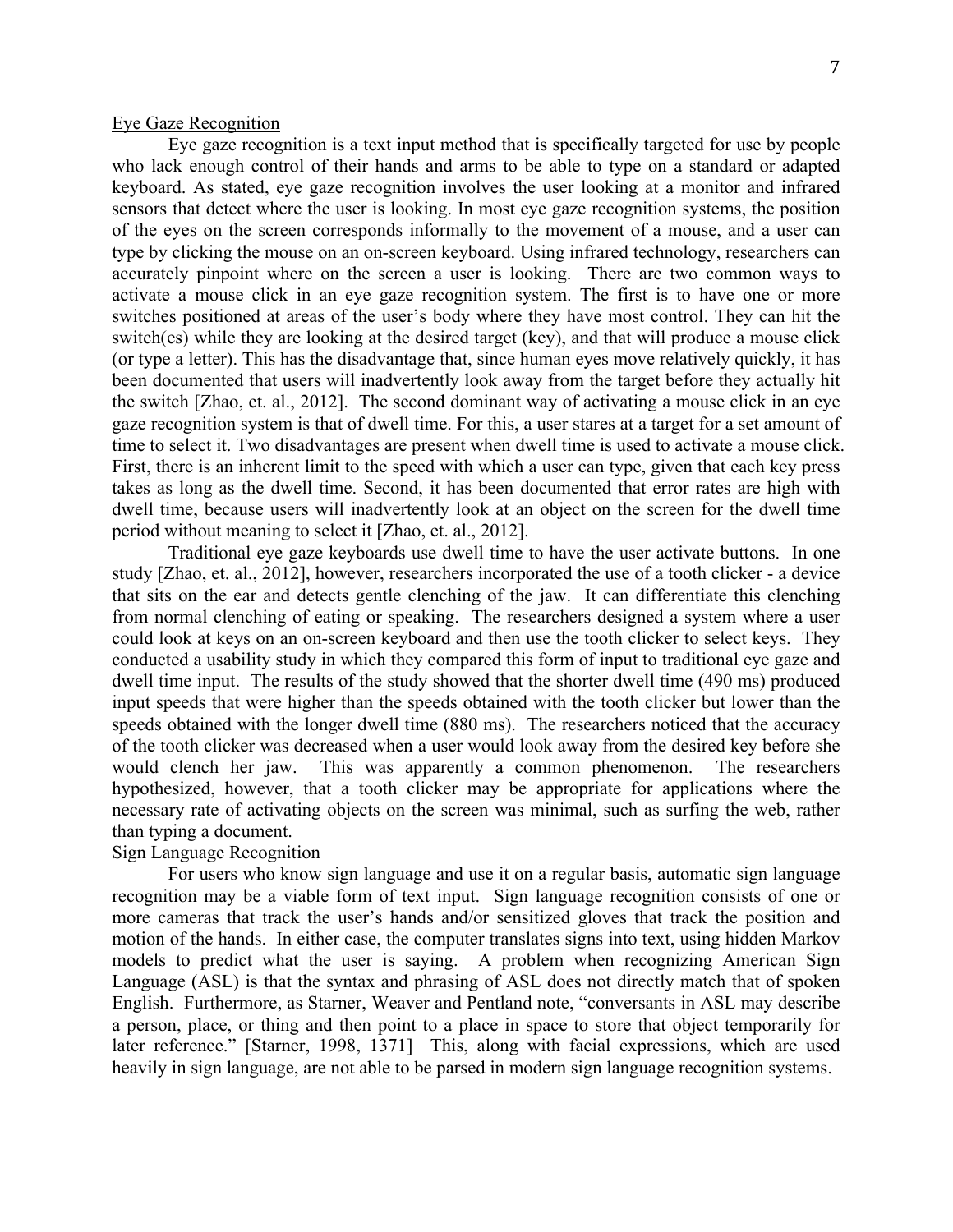## Eye Gaze Recognition

Eye gaze recognition is a text input method that is specifically targeted for use by people who lack enough control of their hands and arms to be able to type on a standard or adapted keyboard. As stated, eye gaze recognition involves the user looking at a monitor and infrared sensors that detect where the user is looking. In most eye gaze recognition systems, the position of the eyes on the screen corresponds informally to the movement of a mouse, and a user can type by clicking the mouse on an on-screen keyboard. Using infrared technology, researchers can accurately pinpoint where on the screen a user is looking. There are two common ways to activate a mouse click in an eye gaze recognition system. The first is to have one or more switches positioned at areas of the user's body where they have most control. They can hit the switch(es) while they are looking at the desired target (key), and that will produce a mouse click (or type a letter). This has the disadvantage that, since human eyes move relatively quickly, it has been documented that users will inadvertently look away from the target before they actually hit the switch [Zhao, et. al., 2012]. The second dominant way of activating a mouse click in an eye gaze recognition system is that of dwell time. For this, a user stares at a target for a set amount of time to select it. Two disadvantages are present when dwell time is used to activate a mouse click. First, there is an inherent limit to the speed with which a user can type, given that each key press takes as long as the dwell time. Second, it has been documented that error rates are high with dwell time, because users will inadvertently look at an object on the screen for the dwell time period without meaning to select it [Zhao, et. al., 2012].

Traditional eye gaze keyboards use dwell time to have the user activate buttons. In one study [Zhao, et. al., 2012], however, researchers incorporated the use of a tooth clicker - a device that sits on the ear and detects gentle clenching of the jaw. It can differentiate this clenching from normal clenching of eating or speaking. The researchers designed a system where a user could look at keys on an on-screen keyboard and then use the tooth clicker to select keys. They conducted a usability study in which they compared this form of input to traditional eye gaze and dwell time input. The results of the study showed that the shorter dwell time (490 ms) produced input speeds that were higher than the speeds obtained with the tooth clicker but lower than the speeds obtained with the longer dwell time (880 ms). The researchers noticed that the accuracy of the tooth clicker was decreased when a user would look away from the desired key before she would clench her jaw. This was apparently a common phenomenon. The researchers hypothesized, however, that a tooth clicker may be appropriate for applications where the necessary rate of activating objects on the screen was minimal, such as surfing the web, rather than typing a document.

## Sign Language Recognition

For users who know sign language and use it on a regular basis, automatic sign language recognition may be a viable form of text input. Sign language recognition consists of one or more cameras that track the user's hands and/or sensitized gloves that track the position and motion of the hands. In either case, the computer translates signs into text, using hidden Markov models to predict what the user is saying. A problem when recognizing American Sign Language (ASL) is that the syntax and phrasing of ASL does not directly match that of spoken English. Furthermore, as Starner, Weaver and Pentland note, "conversants in ASL may describe a person, place, or thing and then point to a place in space to store that object temporarily for later reference." [Starner, 1998, 1371] This, along with facial expressions, which are used heavily in sign language, are not able to be parsed in modern sign language recognition systems.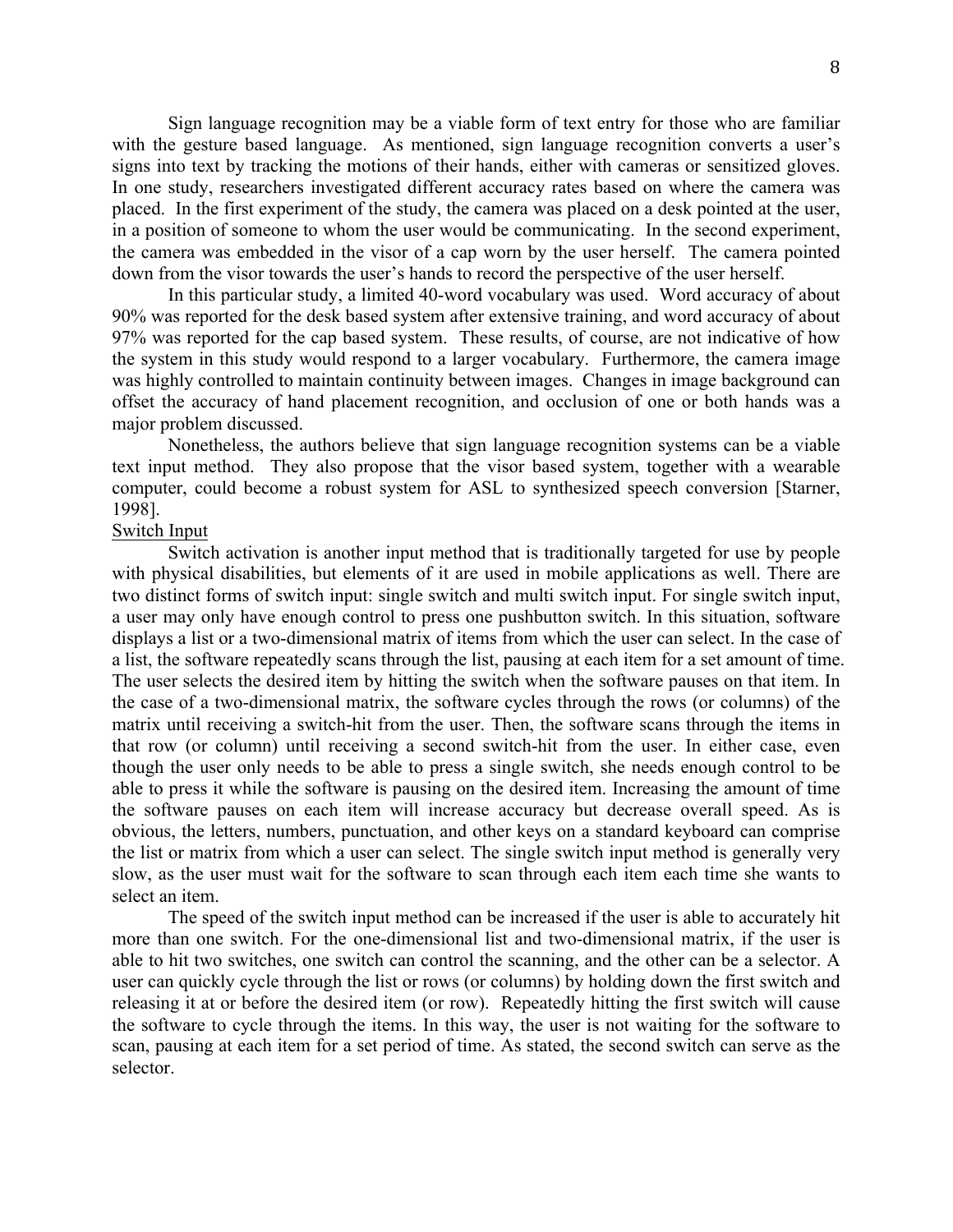Sign language recognition may be a viable form of text entry for those who are familiar with the gesture based language. As mentioned, sign language recognition converts a user's signs into text by tracking the motions of their hands, either with cameras or sensitized gloves. In one study, researchers investigated different accuracy rates based on where the camera was placed. In the first experiment of the study, the camera was placed on a desk pointed at the user, in a position of someone to whom the user would be communicating. In the second experiment, the camera was embedded in the visor of a cap worn by the user herself. The camera pointed down from the visor towards the user's hands to record the perspective of the user herself.

In this particular study, a limited 40-word vocabulary was used. Word accuracy of about 90% was reported for the desk based system after extensive training, and word accuracy of about 97% was reported for the cap based system. These results, of course, are not indicative of how the system in this study would respond to a larger vocabulary. Furthermore, the camera image was highly controlled to maintain continuity between images. Changes in image background can offset the accuracy of hand placement recognition, and occlusion of one or both hands was a major problem discussed.

Nonetheless, the authors believe that sign language recognition systems can be a viable text input method. They also propose that the visor based system, together with a wearable computer, could become a robust system for ASL to synthesized speech conversion [Starner, 1998].

## Switch Input

Switch activation is another input method that is traditionally targeted for use by people with physical disabilities, but elements of it are used in mobile applications as well. There are two distinct forms of switch input: single switch and multi switch input. For single switch input, a user may only have enough control to press one pushbutton switch. In this situation, software displays a list or a two-dimensional matrix of items from which the user can select. In the case of a list, the software repeatedly scans through the list, pausing at each item for a set amount of time. The user selects the desired item by hitting the switch when the software pauses on that item. In the case of a two-dimensional matrix, the software cycles through the rows (or columns) of the matrix until receiving a switch-hit from the user. Then, the software scans through the items in that row (or column) until receiving a second switch-hit from the user. In either case, even though the user only needs to be able to press a single switch, she needs enough control to be able to press it while the software is pausing on the desired item. Increasing the amount of time the software pauses on each item will increase accuracy but decrease overall speed. As is obvious, the letters, numbers, punctuation, and other keys on a standard keyboard can comprise the list or matrix from which a user can select. The single switch input method is generally very slow, as the user must wait for the software to scan through each item each time she wants to select an item.

The speed of the switch input method can be increased if the user is able to accurately hit more than one switch. For the one-dimensional list and two-dimensional matrix, if the user is able to hit two switches, one switch can control the scanning, and the other can be a selector. A user can quickly cycle through the list or rows (or columns) by holding down the first switch and releasing it at or before the desired item (or row). Repeatedly hitting the first switch will cause the software to cycle through the items. In this way, the user is not waiting for the software to scan, pausing at each item for a set period of time. As stated, the second switch can serve as the selector.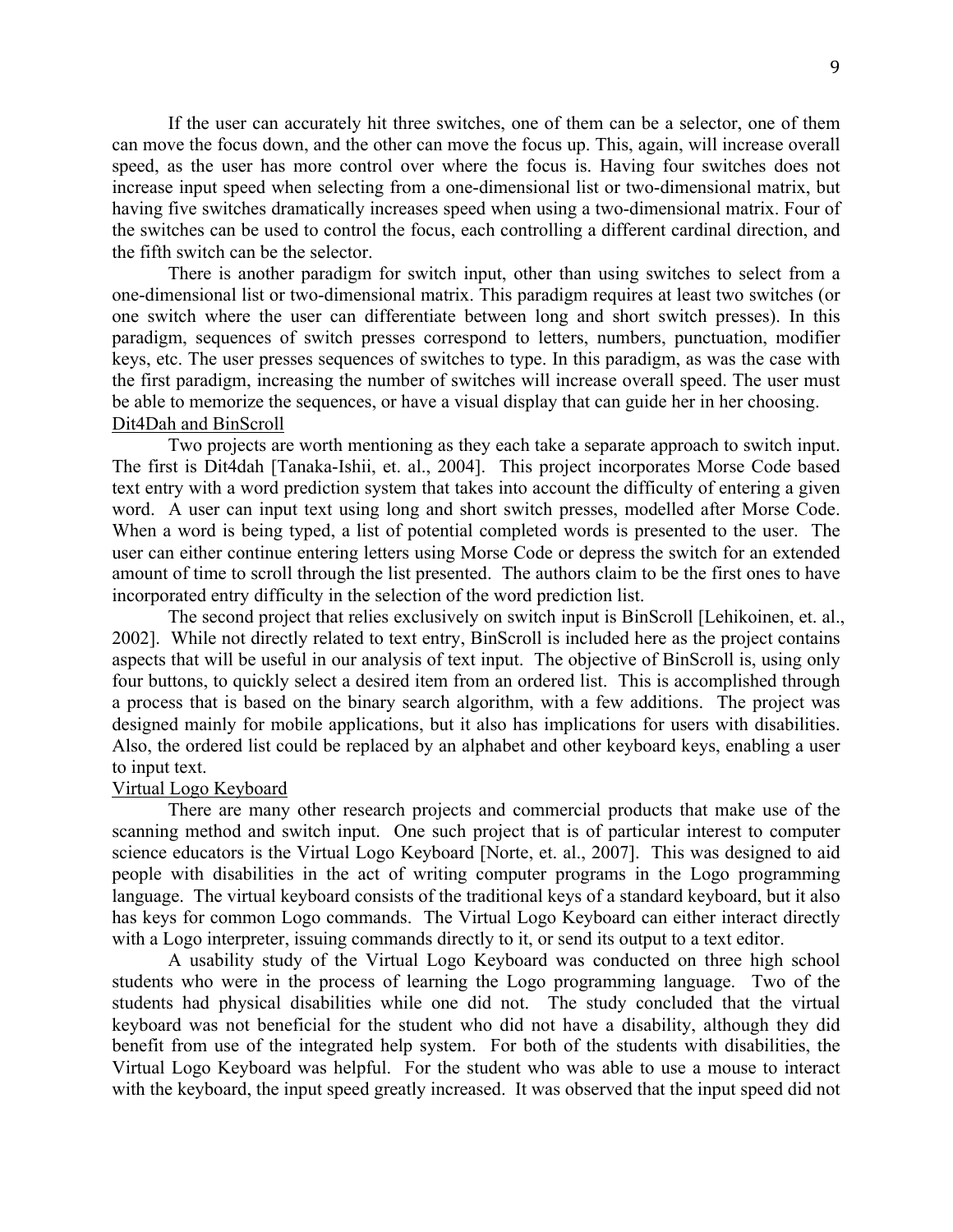If the user can accurately hit three switches, one of them can be a selector, one of them can move the focus down, and the other can move the focus up. This, again, will increase overall speed, as the user has more control over where the focus is. Having four switches does not increase input speed when selecting from a one-dimensional list or two-dimensional matrix, but having five switches dramatically increases speed when using a two-dimensional matrix. Four of the switches can be used to control the focus, each controlling a different cardinal direction, and the fifth switch can be the selector.

There is another paradigm for switch input, other than using switches to select from a one-dimensional list or two-dimensional matrix. This paradigm requires at least two switches (or one switch where the user can differentiate between long and short switch presses). In this paradigm, sequences of switch presses correspond to letters, numbers, punctuation, modifier keys, etc. The user presses sequences of switches to type. In this paradigm, as was the case with the first paradigm, increasing the number of switches will increase overall speed. The user must be able to memorize the sequences, or have a visual display that can guide her in her choosing.

### Dit4Dah and BinScroll

Two projects are worth mentioning as they each take a separate approach to switch input. The first is Dit4dah [Tanaka-Ishii, et. al., 2004]. This project incorporates Morse Code based text entry with a word prediction system that takes into account the difficulty of entering a given word. A user can input text using long and short switch presses, modelled after Morse Code. When a word is being typed, a list of potential completed words is presented to the user. The user can either continue entering letters using Morse Code or depress the switch for an extended amount of time to scroll through the list presented. The authors claim to be the first ones to have incorporated entry difficulty in the selection of the word prediction list.

The second project that relies exclusively on switch input is BinScroll [Lehikoinen, et. al., 2002]. While not directly related to text entry, BinScroll is included here as the project contains aspects that will be useful in our analysis of text input. The objective of BinScroll is, using only four buttons, to quickly select a desired item from an ordered list. This is accomplished through a process that is based on the binary search algorithm, with a few additions. The project was designed mainly for mobile applications, but it also has implications for users with disabilities. Also, the ordered list could be replaced by an alphabet and other keyboard keys, enabling a user to input text.

### Virtual Logo Keyboard

There are many other research projects and commercial products that make use of the scanning method and switch input. One such project that is of particular interest to computer science educators is the Virtual Logo Keyboard [Norte, et. al., 2007]. This was designed to aid people with disabilities in the act of writing computer programs in the Logo programming language. The virtual keyboard consists of the traditional keys of a standard keyboard, but it also has keys for common Logo commands. The Virtual Logo Keyboard can either interact directly with a Logo interpreter, issuing commands directly to it, or send its output to a text editor.

A usability study of the Virtual Logo Keyboard was conducted on three high school students who were in the process of learning the Logo programming language. Two of the students had physical disabilities while one did not. The study concluded that the virtual keyboard was not beneficial for the student who did not have a disability, although they did benefit from use of the integrated help system. For both of the students with disabilities, the Virtual Logo Keyboard was helpful. For the student who was able to use a mouse to interact with the keyboard, the input speed greatly increased. It was observed that the input speed did not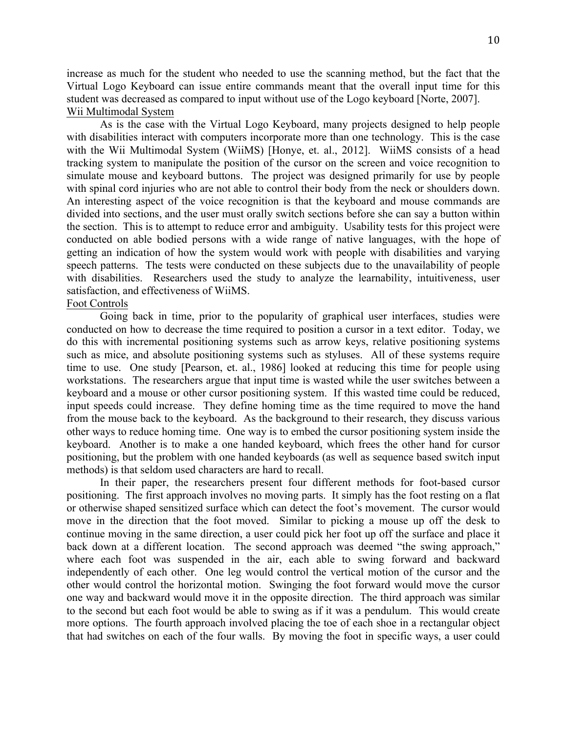increase as much for the student who needed to use the scanning method, but the fact that the Virtual Logo Keyboard can issue entire commands meant that the overall input time for this student was decreased as compared to input without use of the Logo keyboard [Norte, 2007].

## Wii Multimodal System

As is the case with the Virtual Logo Keyboard, many projects designed to help people with disabilities interact with computers incorporate more than one technology. This is the case with the Wii Multimodal System (WiiMS) [Honye, et. al., 2012]. WiiMS consists of a head tracking system to manipulate the position of the cursor on the screen and voice recognition to simulate mouse and keyboard buttons. The project was designed primarily for use by people with spinal cord injuries who are not able to control their body from the neck or shoulders down. An interesting aspect of the voice recognition is that the keyboard and mouse commands are divided into sections, and the user must orally switch sections before she can say a button within the section. This is to attempt to reduce error and ambiguity. Usability tests for this project were conducted on able bodied persons with a wide range of native languages, with the hope of getting an indication of how the system would work with people with disabilities and varying speech patterns. The tests were conducted on these subjects due to the unavailability of people with disabilities. Researchers used the study to analyze the learnability, intuitiveness, user satisfaction, and effectiveness of WiiMS.

## Foot Controls

Going back in time, prior to the popularity of graphical user interfaces, studies were conducted on how to decrease the time required to position a cursor in a text editor. Today, we do this with incremental positioning systems such as arrow keys, relative positioning systems such as mice, and absolute positioning systems such as styluses. All of these systems require time to use. One study [Pearson, et. al., 1986] looked at reducing this time for people using workstations. The researchers argue that input time is wasted while the user switches between a keyboard and a mouse or other cursor positioning system. If this wasted time could be reduced, input speeds could increase. They define homing time as the time required to move the hand from the mouse back to the keyboard. As the background to their research, they discuss various other ways to reduce homing time. One way is to embed the cursor positioning system inside the keyboard. Another is to make a one handed keyboard, which frees the other hand for cursor positioning, but the problem with one handed keyboards (as well as sequence based switch input methods) is that seldom used characters are hard to recall.

In their paper, the researchers present four different methods for foot-based cursor positioning. The first approach involves no moving parts. It simply has the foot resting on a flat or otherwise shaped sensitized surface which can detect the foot's movement. The cursor would move in the direction that the foot moved. Similar to picking a mouse up off the desk to continue moving in the same direction, a user could pick her foot up off the surface and place it back down at a different location. The second approach was deemed "the swing approach," where each foot was suspended in the air, each able to swing forward and backward independently of each other. One leg would control the vertical motion of the cursor and the other would control the horizontal motion. Swinging the foot forward would move the cursor one way and backward would move it in the opposite direction. The third approach was similar to the second but each foot would be able to swing as if it was a pendulum. This would create more options. The fourth approach involved placing the toe of each shoe in a rectangular object that had switches on each of the four walls. By moving the foot in specific ways, a user could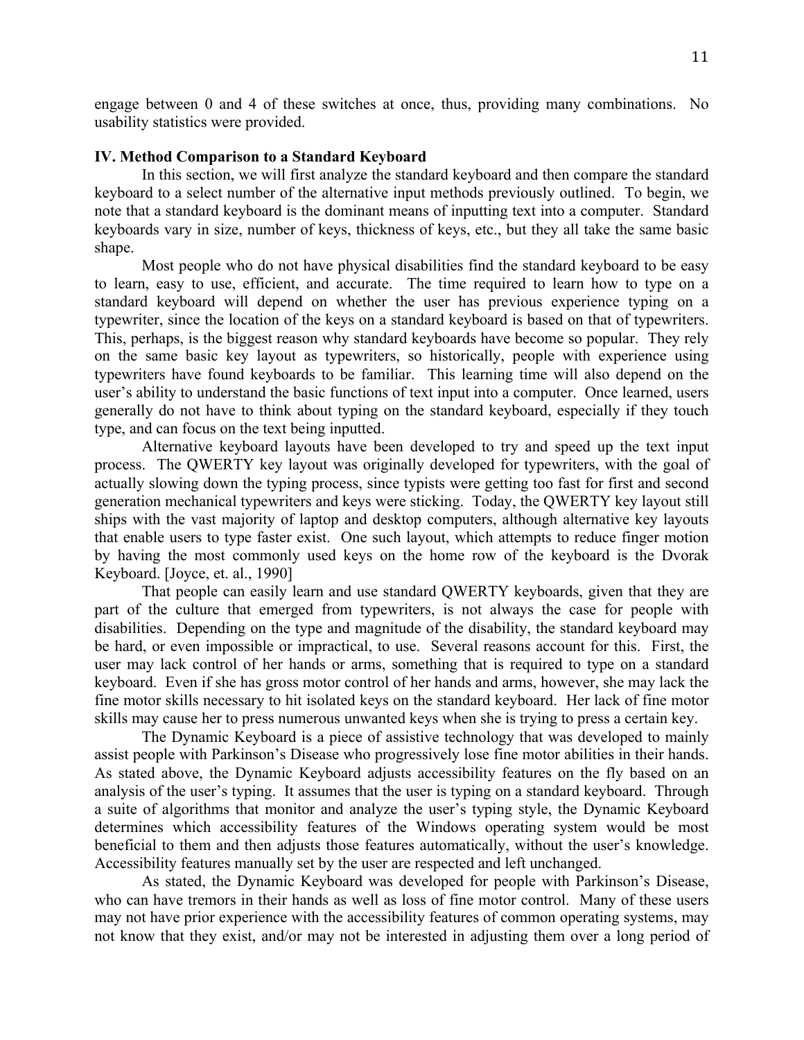engage between 0 and 4 of these switches at once, thus, providing many combinations. No usability statistics were provided.

### IV. Method Comparison to a Standard Keyboard

In this section, we will first analyze the standard keyboard and then compare the standard keyboard to a select number of the alternative input methods previously outlined. To begin, we note that a standard keyboard is the dominant means of inputting text into a computer. Standard keyboards vary in size, number of keys, thickness of keys, etc., but they all take the same basic shape.

Most people who do not have physical disabilities find the standard keyboard to be easy to learn, easy to use, efficient, and accurate. The time required to learn how to type on a standard keyboard will depend on whether the user has previous experience typing on a typewriter, since the location of the keys on a standard keyboard is based on that of typewriters. This, perhaps, is the biggest reason why standard keyboards have become so popular. They rely on the same basic key layout as typewriters, so historically, people with experience using typewriters have found keyboards to be familiar. This learning time will also depend on the user's ability to understand the basic functions of text input into a computer. Once learned, users generally do not have to think about typing on the standard keyboard, especially if they touch type, and can focus on the text being inputted.

Alternative keyboard layouts have been developed to try and speed up the text input process. The QWERTY key layout was originally developed for typewriters, with the goal of actually slowing down the typing process, since typists were getting too fast for first and second generation mechanical typewriters and keys were sticking. Today, the QWERTY key layout still ships with the vast majority of laptop and desktop computers, although alternative key layouts that enable users to type faster exist. One such layout, which attempts to reduce finger motion by having the most commonly used keys on the home row of the keyboard is the Dvorak Keyboard. [Joyce, et. al., 1990]

That people can easily learn and use standard QWERTY keyboards, given that they are part of the culture that emerged from typewriters, is not always the case for people with disabilities. Depending on the type and magnitude of the disability, the standard keyboard may be hard, or even impossible or impractical, to use. Several reasons account for this. First, the user may lack control of her hands or arms, something that is required to type on a standard keyboard. Even if she has gross motor control of her hands and arms, however, she may lack the fine motor skills necessary to hit isolated keys on the standard keyboard. Her lack of fine motor skills may cause her to press numerous unwanted keys when she is trying to press a certain key.

The Dynamic Keyboard is a piece of assistive technology that was developed to mainly assist people with Parkinson's Disease who progressively lose fine motor abilities in their hands. As stated above, the Dynamic Keyboard adjusts accessibility features on the fly based on an analysis of the user's typing. It assumes that the user is typing on a standard keyboard. Through a suite of algorithms that monitor and analyze the user's typing style, the Dynamic Keyboard determines which accessibility features of the Windows operating system would be most beneficial to them and then adjusts those features automatically, without the user's knowledge. Accessibility features manually set by the user are respected and left unchanged.

As stated, the Dynamic Keyboard was developed for people with Parkinson's Disease, who can have tremors in their hands as well as loss of fine motor control. Many of these users may not have prior experience with the accessibility features of common operating systems, may not know that they exist, and/or may not be interested in adjusting them over a long period of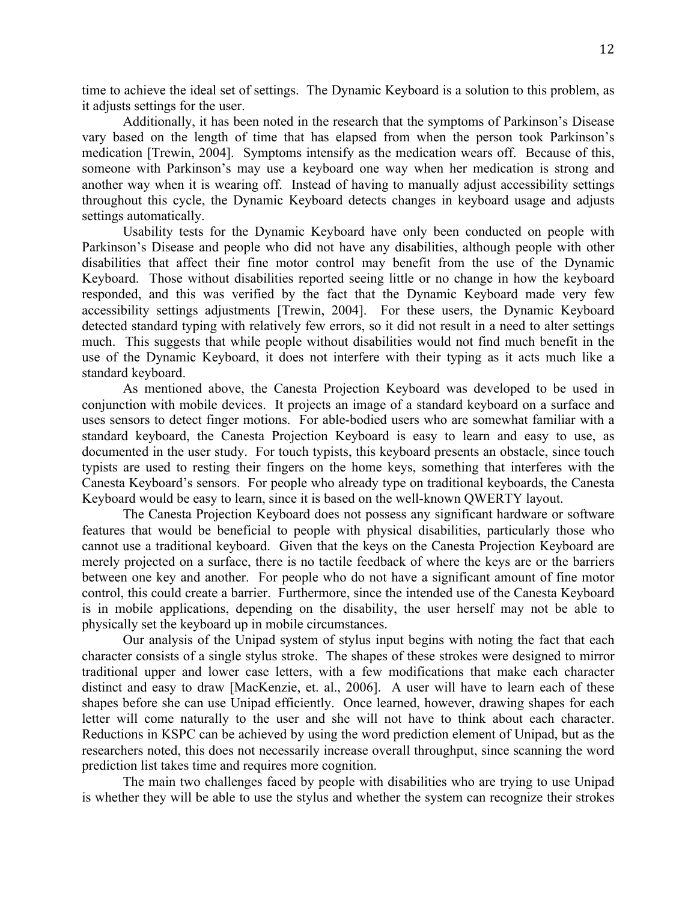time to achieve the ideal set of settings. The Dynamic Keyboard is a solution to this problem, as it adjusts settings for the user.

Additionally, it has been noted in the research that the symptoms of Parkinson's Disease vary based on the length of time that has elapsed from when the person took Parkinson's medication [Trewin, 2004]. Symptoms intensify as the medication wears off. Because of this, someone with Parkinson's may use a keyboard one way when her medication is strong and another way when it is wearing off. Instead of having to manually adjust accessibility settings throughout this cycle, the Dynamic Keyboard detects changes in keyboard usage and adjusts settings automatically.

Usability tests for the Dynamic Keyboard have only been conducted on people with Parkinson's Disease and people who did not have any disabilities, although people with other disabilities that affect their fine motor control may benefit from the use of the Dynamic Keyboard. Those without disabilities reported seeing little or no change in how the keyboard responded, and this was verified by the fact that the Dynamic Keyboard made very few accessibility settings adjustments [Trewin, 2004]. For these users, the Dynamic Keyboard detected standard typing with relatively few errors, so it did not result in a need to alter settings much. This suggests that while people without disabilities would not find much benefit in the use of the Dynamic Keyboard, it does not interfere with their typing as it acts much like a standard keyboard.

As mentioned above, the Canesta Projection Keyboard was developed to be used in conjunction with mobile devices. It projects an image of a standard keyboard on a surface and uses sensors to detect finger motions. For able-bodied users who are somewhat familiar with a standard keyboard, the Canesta Projection Keyboard is easy to learn and easy to use, as documented in the user study. For touch typists, this keyboard presents an obstacle, since touch typists are used to resting their fingers on the home keys, something that interferes with the Canesta Keyboard's sensors. For people who already type on traditional keyboards, the Canesta Keyboard would be easy to learn, since it is based on the well-known QWERTY layout.

The Canesta Projection Keyboard does not possess any significant hardware or software features that would be beneficial to people with physical disabilities, particularly those who cannot use a traditional keyboard. Given that the keys on the Canesta Projection Keyboard are merely projected on a surface, there is no tactile feedback of where the keys are or the barriers between one key and another. For people who do not have a significant amount of fine motor control, this could create a barrier. Furthermore, since the intended use of the Canesta Keyboard is in mobile applications, depending on the disability, the user herself may not be able to physically set the keyboard up in mobile circumstances.

Our analysis of the Unipad system of stylus input begins with noting the fact that each character consists of a single stylus stroke. The shapes of these strokes were designed to mirror traditional upper and lower case letters, with a few modifications that make each character distinct and easy to draw [MacKenzie, et. al., 2006]. A user will have to learn each of these shapes before she can use Unipad efficiently. Once learned, however, drawing shapes for each letter will come naturally to the user and she will not have to think about each character. Reductions in KSPC can be achieved by using the word prediction element of Unipad, but as the researchers noted, this does not necessarily increase overall throughput, since scanning the word prediction list takes time and requires more cognition.

The main two challenges faced by people with disabilities who are trying to use Unipad is whether they will be able to use the stylus and whether the system can recognize their strokes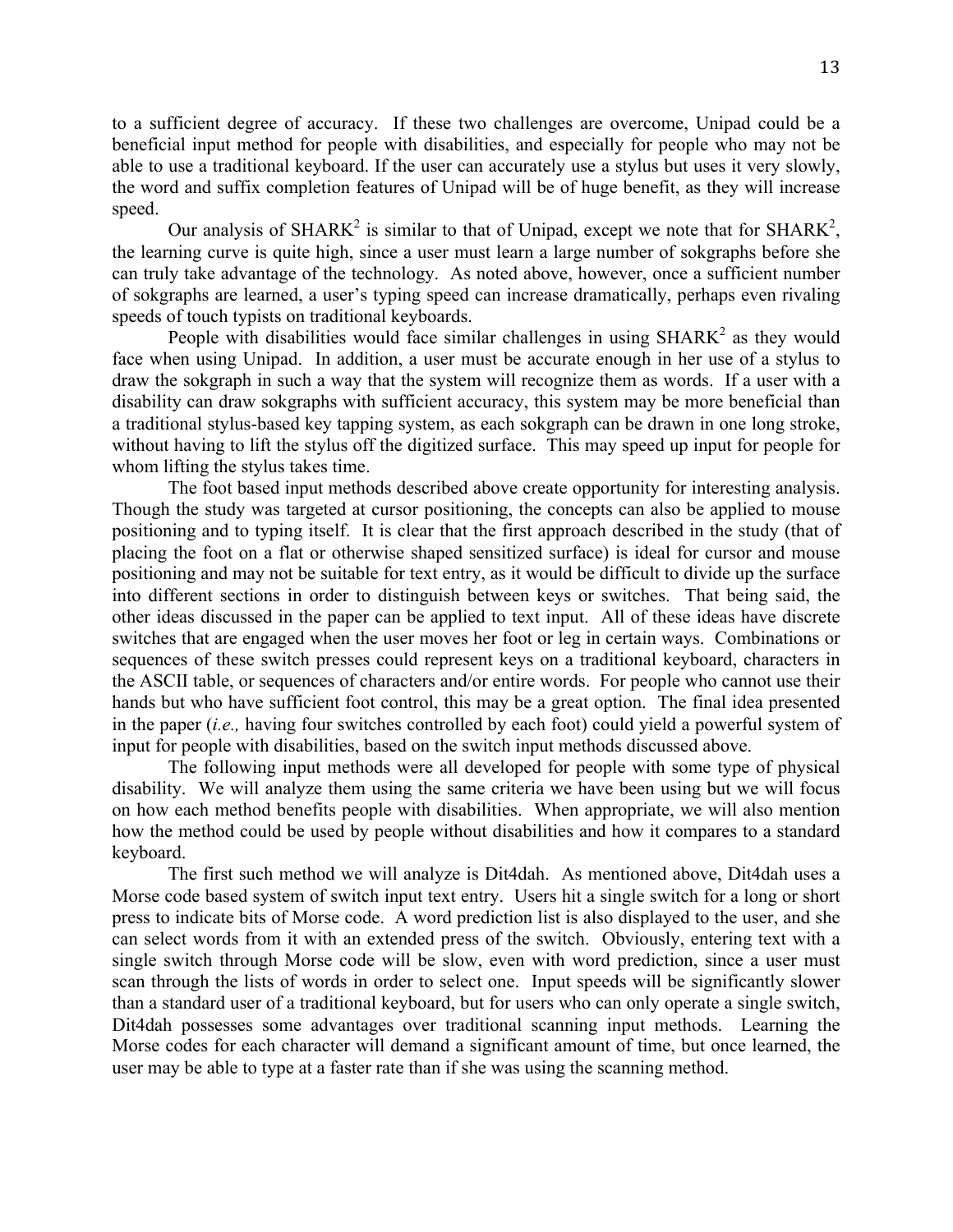to a sufficient degree of accuracy. If these two challenges are overcome, Unipad could be a beneficial input method for people with disabilities, and especially for people who may not be able to use a traditional keyboard. If the user can accurately use a stylus but uses it very slowly, the word and suffix completion features of Unipad will be of huge benefit, as they will increase speed.

Our analysis of SHARK$^2$ is similar to that of Unipad, except we note that for SHARK$^2$, the learning curve is quite high, since a user must learn a large number of sokgraphs before she can truly take advantage of the technology. As noted above, however, once a sufficient number of sokgraphs are learned, a user's typing speed can increase dramatically, perhaps even rivaling speeds of touch typists on traditional keyboards.

People with disabilities would face similar challenges in using SHARK$^2$ as they would face when using Unipad. In addition, a user must be accurate enough in her use of a stylus to draw the sokgraph in such a way that the system will recognize them as words. If a user with a disability can draw sokgraphs with sufficient accuracy, this system may be more beneficial than a traditional stylus-based key tapping system, as each sokgraph can be drawn in one long stroke, without having to lift the stylus off the digitized surface. This may speed up input for people for whom lifting the stylus takes time.

The foot based input methods described above create opportunity for interesting analysis. Though the study was targeted at cursor positioning, the concepts can also be applied to mouse positioning and to typing itself. It is clear that the first approach described in the study (that of placing the foot on a flat or otherwise shaped sensitized surface) is ideal for cursor and mouse positioning and may not be suitable for text entry, as it would be difficult to divide up the surface into different sections in order to distinguish between keys or switches. That being said, the other ideas discussed in the paper can be applied to text input. All of these ideas have discrete switches that are engaged when the user moves her foot or leg in certain ways. Combinations or sequences of these switch presses could represent keys on a traditional keyboard, characters in the ASCII table, or sequences of characters and/or entire words. For people who cannot use their hands but who have sufficient foot control, this may be a great option. The final idea presented in the paper (*i.e.,* having four switches controlled by each foot) could yield a powerful system of input for people with disabilities, based on the switch input methods discussed above.

The following input methods were all developed for people with some type of physical disability. We will analyze them using the same criteria we have been using but we will focus on how each method benefits people with disabilities. When appropriate, we will also mention how the method could be used by people without disabilities and how it compares to a standard keyboard.

The first such method we will analyze is Dit4dah. As mentioned above, Dit4dah uses a Morse code based system of switch input text entry. Users hit a single switch for a long or short press to indicate bits of Morse code. A word prediction list is also displayed to the user, and she can select words from it with an extended press of the switch. Obviously, entering text with a single switch through Morse code will be slow, even with word prediction, since a user must scan through the lists of words in order to select one. Input speeds will be significantly slower than a standard user of a traditional keyboard, but for users who can only operate a single switch, Dit4dah possesses some advantages over traditional scanning input methods. Learning the Morse codes for each character will demand a significant amount of time, but once learned, the user may be able to type at a faster rate than if she was using the scanning method.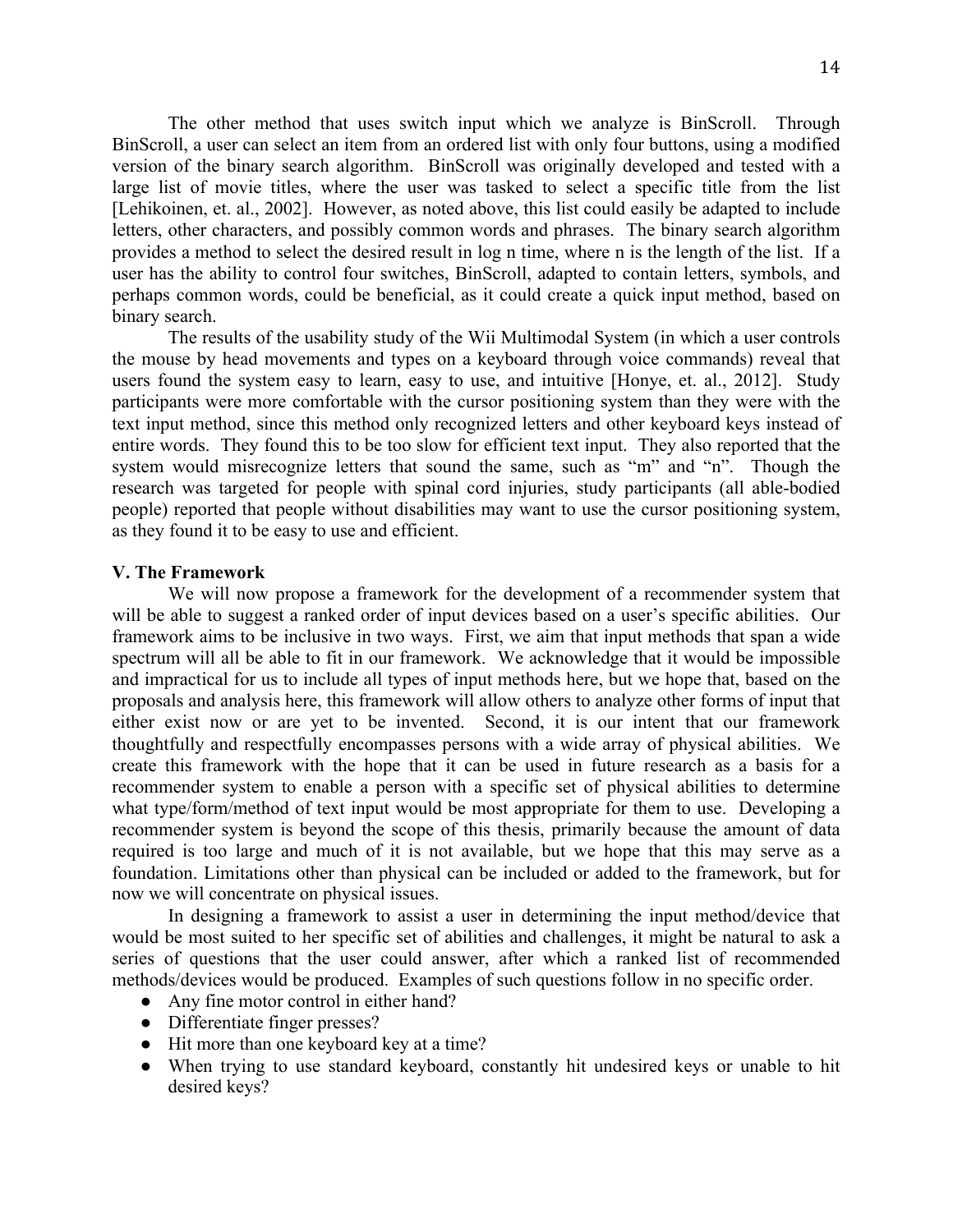The other method that uses switch input which we analyze is BinScroll. Through BinScroll, a user can select an item from an ordered list with only four buttons, using a modified version of the binary search algorithm. BinScroll was originally developed and tested with a large list of movie titles, where the user was tasked to select a specific title from the list [Lehikoinen, et. al., 2002]. However, as noted above, this list could easily be adapted to include letters, other characters, and possibly common words and phrases. The binary search algorithm provides a method to select the desired result in log n time, where n is the length of the list. If a user has the ability to control four switches, BinScroll, adapted to contain letters, symbols, and perhaps common words, could be beneficial, as it could create a quick input method, based on binary search.

The results of the usability study of the Wii Multimodal System (in which a user controls the mouse by head movements and types on a keyboard through voice commands) reveal that users found the system easy to learn, easy to use, and intuitive [Honye, et. al., 2012]. Study participants were more comfortable with the cursor positioning system than they were with the text input method, since this method only recognized letters and other keyboard keys instead of entire words. They found this to be too slow for efficient text input. They also reported that the system would misrecognize letters that sound the same, such as "m" and "n". Though the research was targeted for people with spinal cord injuries, study participants (all able-bodied people) reported that people without disabilities may want to use the cursor positioning system, as they found it to be easy to use and efficient.

## V. The Framework

We will now propose a framework for the development of a recommender system that will be able to suggest a ranked order of input devices based on a user's specific abilities. Our framework aims to be inclusive in two ways. First, we aim that input methods that span a wide spectrum will all be able to fit in our framework. We acknowledge that it would be impossible and impractical for us to include all types of input methods here, but we hope that, based on the proposals and analysis here, this framework will allow others to analyze other forms of input that either exist now or are yet to be invented. Second, it is our intent that our framework thoughtfully and respectfully encompasses persons with a wide array of physical abilities. We create this framework with the hope that it can be used in future research as a basis for a recommender system to enable a person with a specific set of physical abilities to determine what type/form/method of text input would be most appropriate for them to use. Developing a recommender system is beyond the scope of this thesis, primarily because the amount of data required is too large and much of it is not available, but we hope that this may serve as a foundation. Limitations other than physical can be included or added to the framework, but for now we will concentrate on physical issues.

In designing a framework to assist a user in determining the input method/device that would be most suited to her specific set of abilities and challenges, it might be natural to ask a series of questions that the user could answer, after which a ranked list of recommended methods/devices would be produced. Examples of such questions follow in no specific order.

- Any fine motor control in either hand?
- Differentiate finger presses?
- Hit more than one keyboard key at a time?
- When trying to use standard keyboard, constantly hit undesired keys or unable to hit desired keys?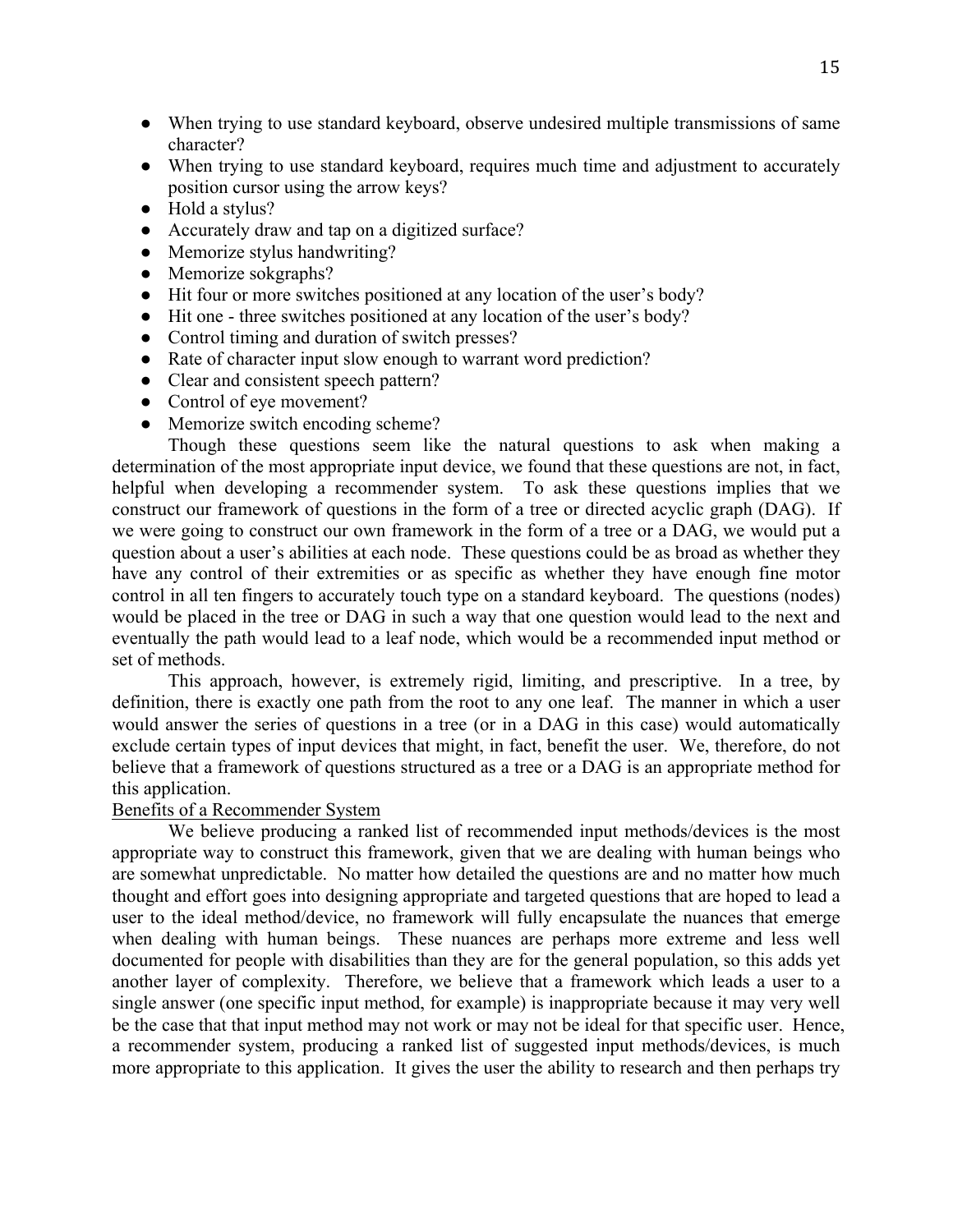- When trying to use standard keyboard, observe undesired multiple transmissions of same character?
- When trying to use standard keyboard, requires much time and adjustment to accurately position cursor using the arrow keys?
- Hold a stylus?
- Accurately draw and tap on a digitized surface?
- Memorize stylus handwriting?
- Memorize sokgraphs?
- Hit four or more switches positioned at any location of the user's body?
- Hit one - three switches positioned at any location of the user's body?
- Control timing and duration of switch presses?
- Rate of character input slow enough to warrant word prediction?
- Clear and consistent speech pattern?
- Control of eye movement?
- Memorize switch encoding scheme?

Though these questions seem like the natural questions to ask when making a determination of the most appropriate input device, we found that these questions are not, in fact, helpful when developing a recommender system. To ask these questions implies that we construct our framework of questions in the form of a tree or directed acyclic graph (DAG). If we were going to construct our own framework in the form of a tree or a DAG, we would put a question about a user's abilities at each node. These questions could be as broad as whether they have any control of their extremities or as specific as whether they have enough fine motor control in all ten fingers to accurately touch type on a standard keyboard. The questions (nodes) would be placed in the tree or DAG in such a way that one question would lead to the next and eventually the path would lead to a leaf node, which would be a recommended input method or set of methods.

This approach, however, is extremely rigid, limiting, and prescriptive. In a tree, by definition, there is exactly one path from the root to any one leaf. The manner in which a user would answer the series of questions in a tree (or in a DAG in this case) would automatically exclude certain types of input devices that might, in fact, benefit the user. We, therefore, do not believe that a framework of questions structured as a tree or a DAG is an appropriate method for this application.

Benefits of a Recommender System

We believe producing a ranked list of recommended input methods/devices is the most appropriate way to construct this framework, given that we are dealing with human beings who are somewhat unpredictable. No matter how detailed the questions are and no matter how much thought and effort goes into designing appropriate and targeted questions that are hoped to lead a user to the ideal method/device, no framework will fully encapsulate the nuances that emerge when dealing with human beings. These nuances are perhaps more extreme and less well documented for people with disabilities than they are for the general population, so this adds yet another layer of complexity. Therefore, we believe that a framework which leads a user to a single answer (one specific input method, for example) is inappropriate because it may very well be the case that that input method may not work or may not be ideal for that specific user. Hence, a recommender system, producing a ranked list of suggested input methods/devices, is much more appropriate to this application. It gives the user the ability to research and then perhaps try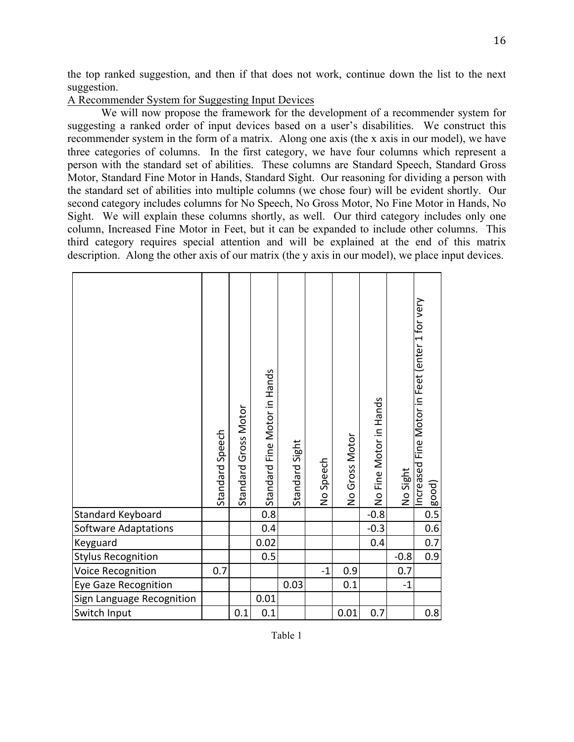the top ranked suggestion, and then if that does not work, continue down the list to the next suggestion.

A Recommender System for Suggesting Input Devices

We will now propose the framework for the development of a recommender system for suggesting a ranked order of input devices based on a user's disabilities. We construct this recommender system in the form of a matrix. Along one axis (the x axis in our model), we have three categories of columns. In the first category, we have four columns which represent a person with the standard set of abilities. These columns are Standard Speech, Standard Gross Motor, Standard Fine Motor in Hands, Standard Sight. Our reasoning for dividing a person with the standard set of abilities into multiple columns (we chose four) will be evident shortly. Our second category includes columns for No Speech, No Gross Motor, No Fine Motor in Hands, No Sight. We will explain these columns shortly, as well. Our third category includes only one column, Increased Fine Motor in Feet, but it can be expanded to include other columns. This third category requires special attention and will be explained at the end of this matrix description. Along the other axis of our matrix (the y axis in our model), we place input devices.

| | Standard Speech | Standard Gross Motor | Standard Fine Motor in Hands | Standard Sight | No Speech | No Gross Motor | No Fine Motor in Hands | No Sight | Increased Fine Motor in Feet (enter 1 for very good) |
|---|---|---|---|---|---|---|---|---|---|
| Standard Keyboard | | | 0.8 | | | | -0.8 | | 0.5 |
| Software Adaptations | | | 0.4 | | | | -0.3 | | 0.6 |
| Keyguard | | | 0.02 | | | | 0.4 | | 0.7 |
| Stylus Recognition | | | 0.5 | | | | | -0.8 | 0.9 |
| Voice Recognition | 0.7 | | | | -1 | 0.9 | | 0.7 | |
| Eye Gaze Recognition | | | | 0.03 | | 0.1 | | -1 | |
| Sign Language Recognition | | | 0.01 | | | | | | |
| Switch Input | | 0.1 | 0.1 | | | 0.01 | 0.7 | | 0.8 |

Table 1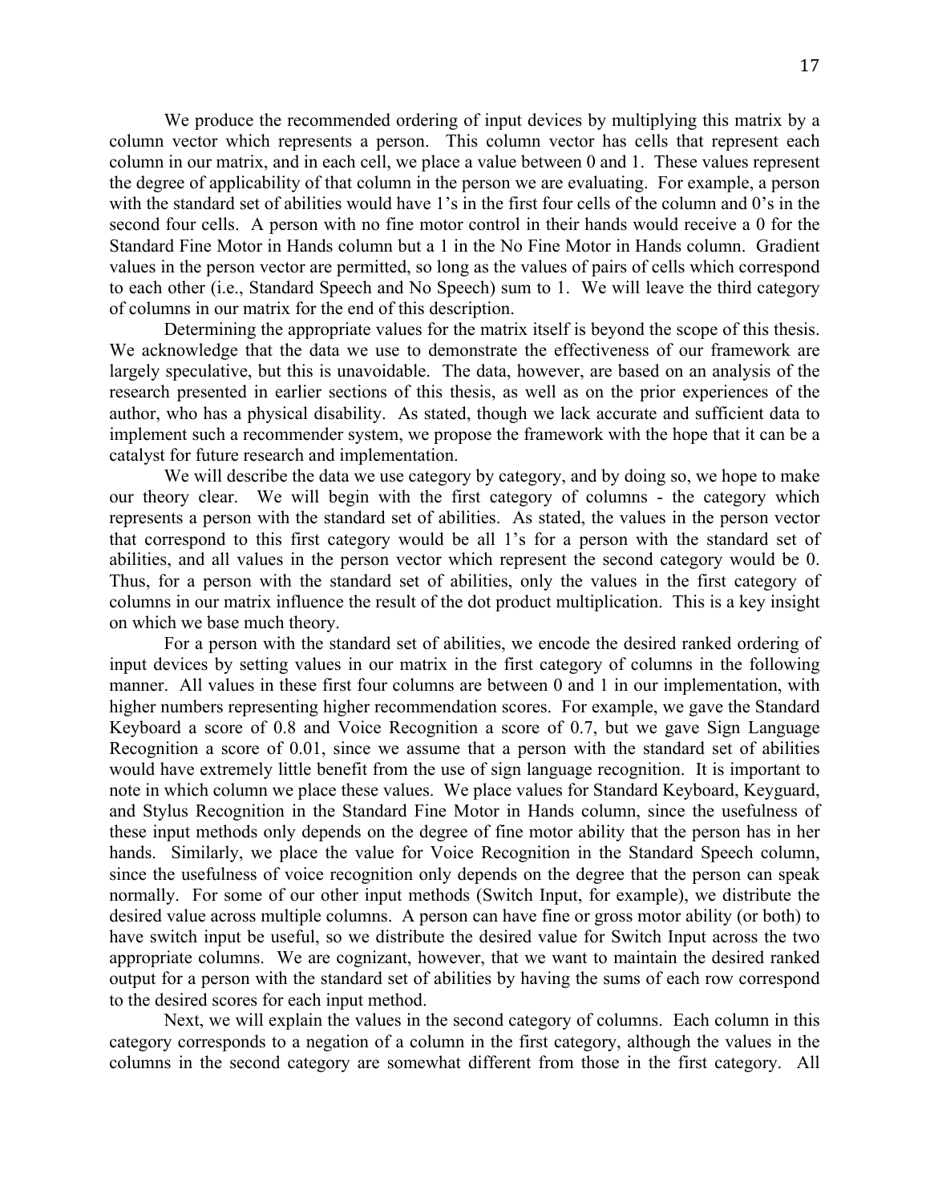We produce the recommended ordering of input devices by multiplying this matrix by a column vector which represents a person. This column vector has cells that represent each column in our matrix, and in each cell, we place a value between 0 and 1. These values represent the degree of applicability of that column in the person we are evaluating. For example, a person with the standard set of abilities would have 1's in the first four cells of the column and 0's in the second four cells. A person with no fine motor control in their hands would receive a 0 for the Standard Fine Motor in Hands column but a 1 in the No Fine Motor in Hands column. Gradient values in the person vector are permitted, so long as the values of pairs of cells which correspond to each other (i.e., Standard Speech and No Speech) sum to 1. We will leave the third category of columns in our matrix for the end of this description.

Determining the appropriate values for the matrix itself is beyond the scope of this thesis. We acknowledge that the data we use to demonstrate the effectiveness of our framework are largely speculative, but this is unavoidable. The data, however, are based on an analysis of the research presented in earlier sections of this thesis, as well as on the prior experiences of the author, who has a physical disability. As stated, though we lack accurate and sufficient data to implement such a recommender system, we propose the framework with the hope that it can be a catalyst for future research and implementation.

We will describe the data we use category by category, and by doing so, we hope to make our theory clear. We will begin with the first category of columns - the category which represents a person with the standard set of abilities. As stated, the values in the person vector that correspond to this first category would be all 1's for a person with the standard set of abilities, and all values in the person vector which represent the second category would be 0. Thus, for a person with the standard set of abilities, only the values in the first category of columns in our matrix influence the result of the dot product multiplication. This is a key insight on which we base much theory.

For a person with the standard set of abilities, we encode the desired ranked ordering of input devices by setting values in our matrix in the first category of columns in the following manner. All values in these first four columns are between 0 and 1 in our implementation, with higher numbers representing higher recommendation scores. For example, we gave the Standard Keyboard a score of 0.8 and Voice Recognition a score of 0.7, but we gave Sign Language Recognition a score of 0.01, since we assume that a person with the standard set of abilities would have extremely little benefit from the use of sign language recognition. It is important to note in which column we place these values. We place values for Standard Keyboard, Keyguard, and Stylus Recognition in the Standard Fine Motor in Hands column, since the usefulness of these input methods only depends on the degree of fine motor ability that the person has in her hands. Similarly, we place the value for Voice Recognition in the Standard Speech column, since the usefulness of voice recognition only depends on the degree that the person can speak normally. For some of our other input methods (Switch Input, for example), we distribute the desired value across multiple columns. A person can have fine or gross motor ability (or both) to have switch input be useful, so we distribute the desired value for Switch Input across the two appropriate columns. We are cognizant, however, that we want to maintain the desired ranked output for a person with the standard set of abilities by having the sums of each row correspond to the desired scores for each input method.

Next, we will explain the values in the second category of columns. Each column in this category corresponds to a negation of a column in the first category, although the values in the columns in the second category are somewhat different from those in the first category. All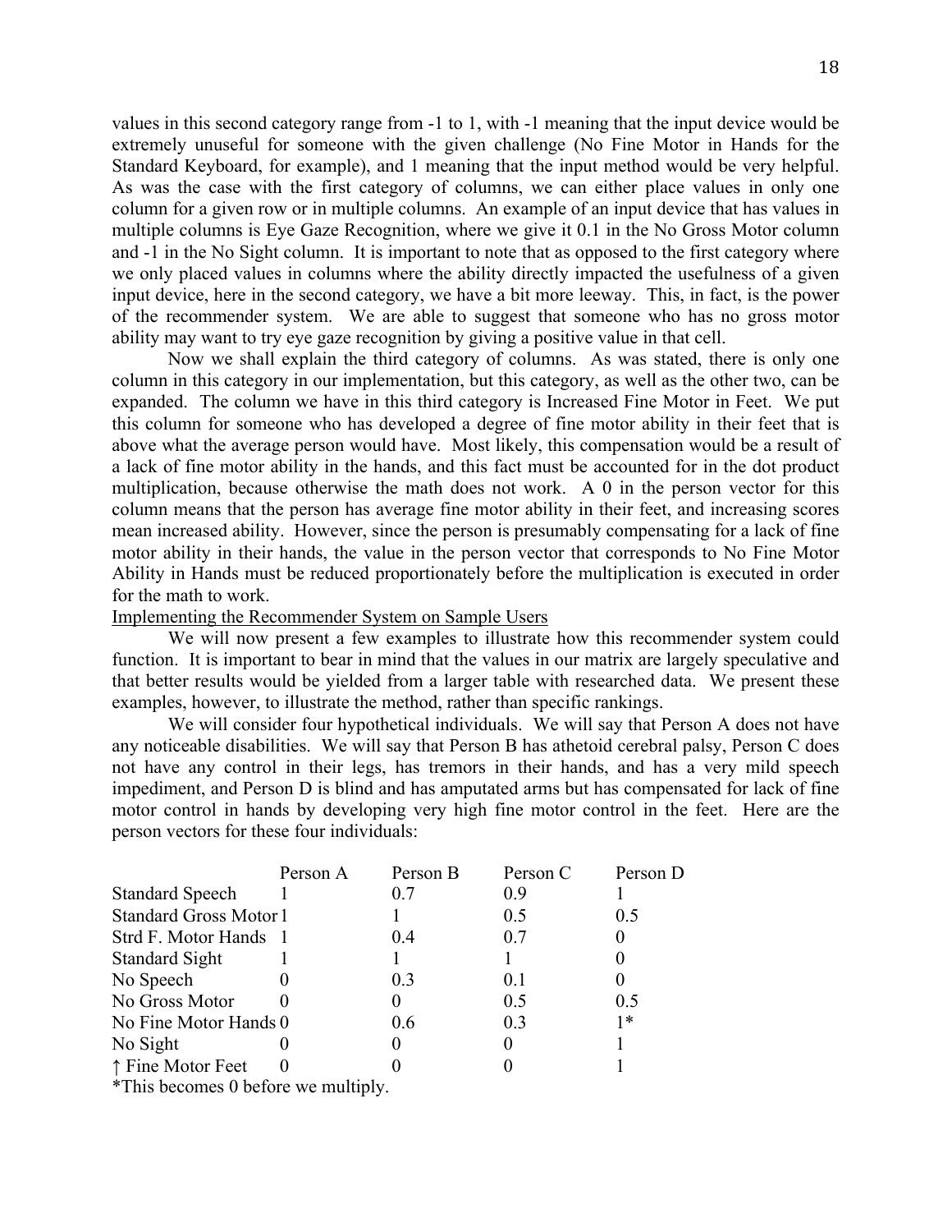values in this second category range from -1 to 1, with -1 meaning that the input device would be extremely unuseful for someone with the given challenge (No Fine Motor in Hands for the Standard Keyboard, for example), and 1 meaning that the input method would be very helpful. As was the case with the first category of columns, we can either place values in only one column for a given row or in multiple columns. An example of an input device that has values in multiple columns is Eye Gaze Recognition, where we give it 0.1 in the No Gross Motor column and -1 in the No Sight column. It is important to note that as opposed to the first category where we only placed values in columns where the ability directly impacted the usefulness of a given input device, here in the second category, we have a bit more leeway. This, in fact, is the power of the recommender system. We are able to suggest that someone who has no gross motor ability may want to try eye gaze recognition by giving a positive value in that cell.

Now we shall explain the third category of columns. As was stated, there is only one column in this category in our implementation, but this category, as well as the other two, can be expanded. The column we have in this third category is Increased Fine Motor in Feet. We put this column for someone who has developed a degree of fine motor ability in their feet that is above what the average person would have. Most likely, this compensation would be a result of a lack of fine motor ability in the hands, and this fact must be accounted for in the dot product multiplication, because otherwise the math does not work. A 0 in the person vector for this column means that the person has average fine motor ability in their feet, and increasing scores mean increased ability. However, since the person is presumably compensating for a lack of fine motor ability in their hands, the value in the person vector that corresponds to No Fine Motor Ability in Hands must be reduced proportionately before the multiplication is executed in order for the math to work.

<u>Implementing the Recommender System on Sample Users</u>

We will now present a few examples to illustrate how this recommender system could function. It is important to bear in mind that the values in our matrix are largely speculative and that better results would be yielded from a larger table with researched data. We present these examples, however, to illustrate the method, rather than specific rankings.

We will consider four hypothetical individuals. We will say that Person A does not have any noticeable disabilities. We will say that Person B has athetoid cerebral palsy, Person C does not have any control in their legs, has tremors in their hands, and has a very mild speech impediment, and Person D is blind and has amputated arms but has compensated for lack of fine motor control in hands by developing very high fine motor control in the feet. Here are the person vectors for these four individuals:

| | Person A | Person B | Person C | Person D |
|---|---|---|---|---|
| Standard Speech | 1 | 0.7 | 0.9 | 1 |
| Standard Gross Motor | 1 | 1 | 0.5 | 0.5 |
| Strd F. Motor Hands | 1 | 0.4 | 0.7 | 0 |
| Standard Sight | 1 | 1 | 1 | 0 |
| No Speech | 0 | 0.3 | 0.1 | 0 |
| No Gross Motor | 0 | 0 | 0.5 | 0.5 |
| No Fine Motor Hands | 0 | 0.6 | 0.3 | 1* |
| No Sight | 0 | 0 | 0 | 1 |
| ↑ Fine Motor Feet | 0 | 0 | 0 | 1 |

*This becomes 0 before we multiply.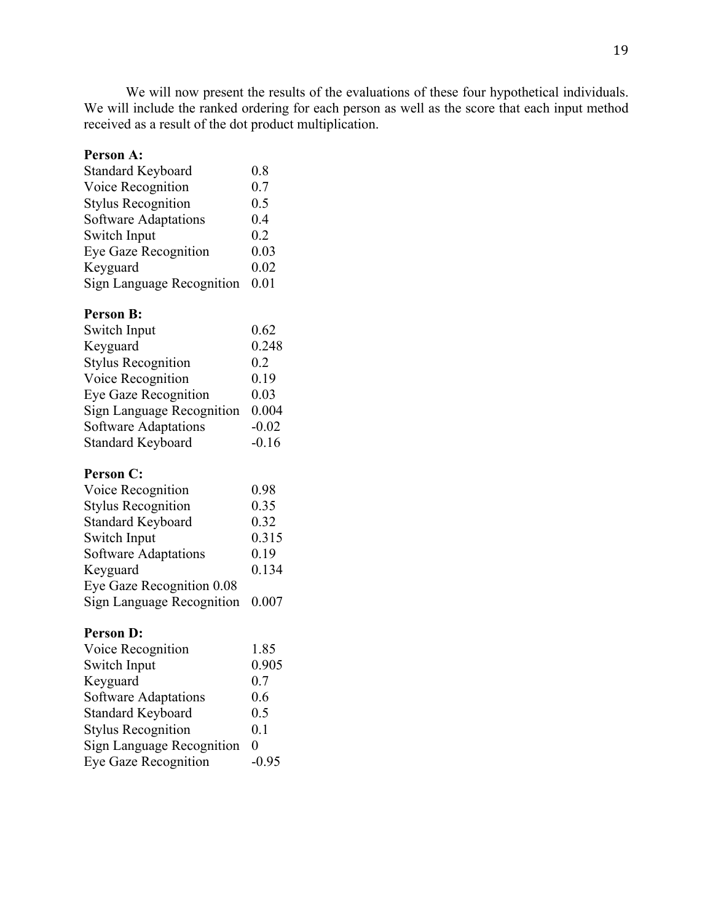We will now present the results of the evaluations of these four hypothetical individuals. We will include the ranked ordering for each person as well as the score that each input method received as a result of the dot product multiplication.

**Person A:**

| | |
|---|---|
| Standard Keyboard | 0.8 |
| Voice Recognition | 0.7 |
| Stylus Recognition | 0.5 |
| Software Adaptations | 0.4 |
| Switch Input | 0.2 |
| Eye Gaze Recognition | 0.03 |
| Keyguard | 0.02 |
| Sign Language Recognition | 0.01 |

**Person B:**

| | |
|---|---|
| Switch Input | 0.62 |
| Keyguard | 0.248 |
| Stylus Recognition | 0.2 |
| Voice Recognition | 0.19 |
| Eye Gaze Recognition | 0.03 |
| Sign Language Recognition | 0.004 |
| Software Adaptations | -0.02 |
| Standard Keyboard | -0.16 |

**Person C:**

| | |
|---|---|
| Voice Recognition | 0.98 |
| Stylus Recognition | 0.35 |
| Standard Keyboard | 0.32 |
| Switch Input | 0.315 |
| Software Adaptations | 0.19 |
| Keyguard | 0.134 |
| Eye Gaze Recognition | 0.08 |
| Sign Language Recognition | 0.007 |

**Person D:**

| | |
|---|---|
| Voice Recognition | 1.85 |
| Switch Input | 0.905 |
| Keyguard | 0.7 |
| Software Adaptations | 0.6 |
| Standard Keyboard | 0.5 |
| Stylus Recognition | 0.1 |
| Sign Language Recognition | 0 |
| Eye Gaze Recognition | -0.95 |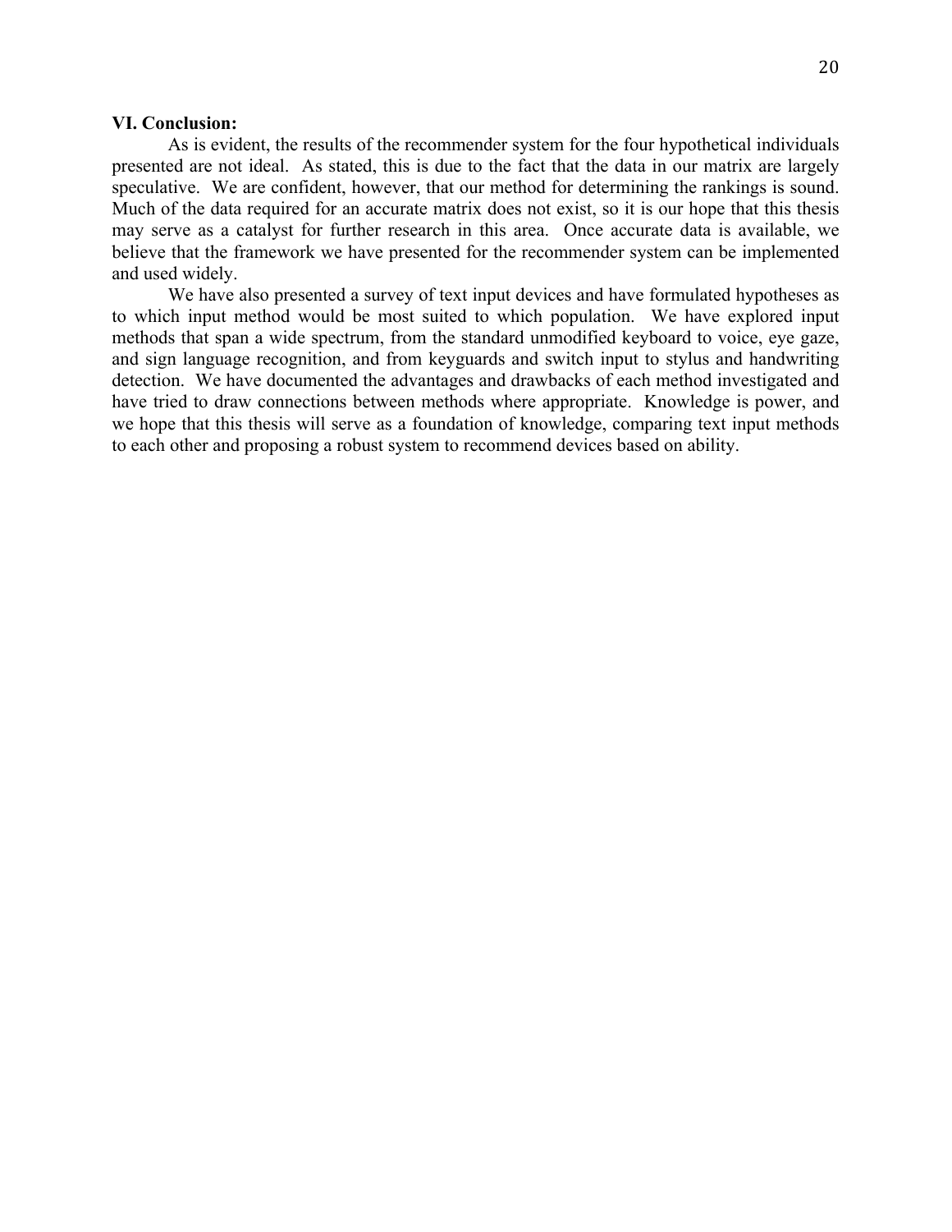**VI. Conclusion:**

As is evident, the results of the recommender system for the four hypothetical individuals presented are not ideal. As stated, this is due to the fact that the data in our matrix are largely speculative. We are confident, however, that our method for determining the rankings is sound. Much of the data required for an accurate matrix does not exist, so it is our hope that this thesis may serve as a catalyst for further research in this area. Once accurate data is available, we believe that the framework we have presented for the recommender system can be implemented and used widely.

We have also presented a survey of text input devices and have formulated hypotheses as to which input method would be most suited to which population. We have explored input methods that span a wide spectrum, from the standard unmodified keyboard to voice, eye gaze, and sign language recognition, and from keyguards and switch input to stylus and handwriting detection. We have documented the advantages and drawbacks of each method investigated and have tried to draw connections between methods where appropriate. Knowledge is power, and we hope that this thesis will serve as a foundation of knowledge, comparing text input methods to each other and proposing a robust system to recommend devices based on ability.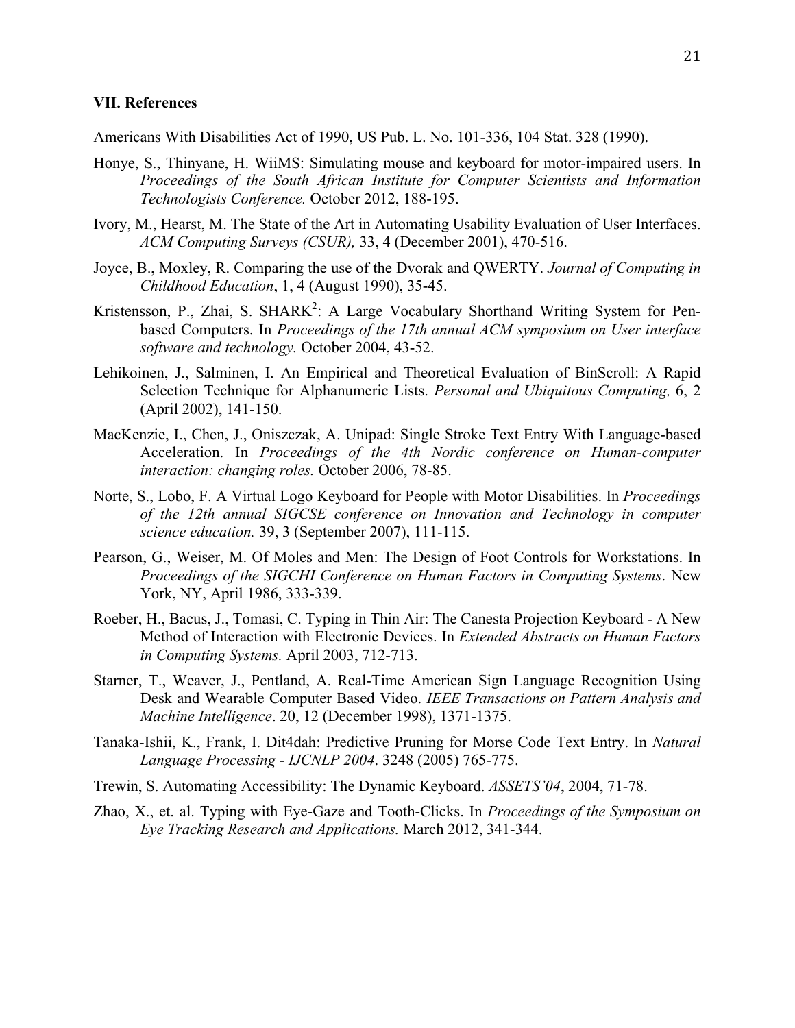### VII. References

Americans With Disabilities Act of 1990, US Pub. L. No. 101-336, 104 Stat. 328 (1990).

Honye, S., Thinyane, H. WiiMS: Simulating mouse and keyboard for motor-impaired users. In *Proceedings of the South African Institute for Computer Scientists and Information Technologists Conference.* October 2012, 188-195.

Ivory, M., Hearst, M. The State of the Art in Automating Usability Evaluation of User Interfaces. *ACM Computing Surveys (CSUR),* 33, 4 (December 2001), 470-516.

Joyce, B., Moxley, R. Comparing the use of the Dvorak and QWERTY. *Journal of Computing in Childhood Education*, 1, 4 (August 1990), 35-45.

Kristensson, P., Zhai, S. SHARK$^2$: A Large Vocabulary Shorthand Writing System for Pen-based Computers. In *Proceedings of the 17th annual ACM symposium on User interface software and technology.* October 2004, 43-52.

Lehikoinen, J., Salminen, I. An Empirical and Theoretical Evaluation of BinScroll: A Rapid Selection Technique for Alphanumeric Lists. *Personal and Ubiquitous Computing,* 6, 2 (April 2002), 141-150.

MacKenzie, I., Chen, J., Oniszczak, A. Unipad: Single Stroke Text Entry With Language-based Acceleration. In *Proceedings of the 4th Nordic conference on Human-computer interaction: changing roles.* October 2006, 78-85.

Norte, S., Lobo, F. A Virtual Logo Keyboard for People with Motor Disabilities. In *Proceedings of the 12th annual SIGCSE conference on Innovation and Technology in computer science education.* 39, 3 (September 2007), 111-115.

Pearson, G., Weiser, M. Of Moles and Men: The Design of Foot Controls for Workstations. In *Proceedings of the SIGCHI Conference on Human Factors in Computing Systems*. New York, NY, April 1986, 333-339.

Roeber, H., Bacus, J., Tomasi, C. Typing in Thin Air: The Canesta Projection Keyboard - A New Method of Interaction with Electronic Devices. In *Extended Abstracts on Human Factors in Computing Systems.* April 2003, 712-713.

Starner, T., Weaver, J., Pentland, A. Real-Time American Sign Language Recognition Using Desk and Wearable Computer Based Video. *IEEE Transactions on Pattern Analysis and Machine Intelligence*. 20, 12 (December 1998), 1371-1375.

Tanaka-Ishii, K., Frank, I. Dit4dah: Predictive Pruning for Morse Code Text Entry. In *Natural Language Processing - IJCNLP 2004*. 3248 (2005) 765-775.

Trewin, S. Automating Accessibility: The Dynamic Keyboard. *ASSETS'04*, 2004, 71-78.

Zhao, X., et. al. Typing with Eye-Gaze and Tooth-Clicks. In *Proceedings of the Symposium on Eye Tracking Research and Applications.* March 2012, 341-344.